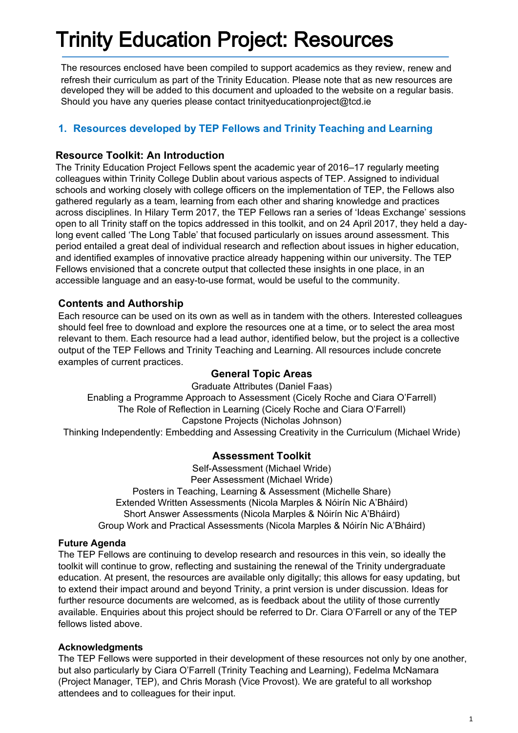# Trinity Education Project: Resources

The resources enclosed have been compiled to support academics as they review, renew and refresh their curriculum as part of the Trinity Education. Please note that as new resources are developed they will be added to this document and uploaded to the website on a regular basis. Should you have any queries please contact trinityeducationproject@tcd.ie

## 1. Resources developed by TEP Fellows and Trinity Teaching and Learning

### Resource Toolkit: An Introduction

The Trinity Education Project Fellows spent the academic year of 2016–17 regularly meeting colleagues within Trinity College Dublin about various aspects of TEP. Assigned to individual schools and working closely with college officers on the implementation of TEP, the Fellows also gathered regularly as a team, learning from each other and sharing knowledge and practices across disciplines. In Hilary Term 2017, the TEP Fellows ran a series of 'Ideas Exchange' sessions open to all Trinity staff on the topics addressed in this toolkit, and on 24 April 2017, they held a day-long event called 'The Long Table' that focused particularly on issues around assessment. This period entailed a great deal of individual research and reflection about issues in higher education, and identified examples of innovative practice already happening within our university. The TEP Fellows envisioned that a concrete output that collected these insights in one place, in an accessible language and an easy-to-use format, would be useful to the community.

### Contents and Authorship

Each resource can be used on its own as well as in tandem with the others. Interested colleagues should feel free to download and explore the resources one at a time, or to select the area most relevant to them. Each resource had a lead author, identified below, but the project is a collective output of the TEP Fellows and Trinity Teaching and Learning. All resources include concrete examples of current practices.

#### General Topic Areas

Graduate Attributes (Daniel Faas)
Enabling a Programme Approach to Assessment (Cicely Roche and Ciara O'Farrell)
The Role of Reflection in Learning (Cicely Roche and Ciara O'Farrell)
Capstone Projects (Nicholas Johnson)
Thinking Independently: Embedding and Assessing Creativity in the Curriculum (Michael Wride)

#### Assessment Toolkit

Self-Assessment (Michael Wride)
Peer Assessment (Michael Wride)
Posters in Teaching, Learning & Assessment (Michelle Share)
Extended Written Assessments (Nicola Marples & Nóirín Nic A'Bháird)
Short Answer Assessments (Nicola Marples & Nóirín Nic A'Bháird)
Group Work and Practical Assessments (Nicola Marples & Nóirín Nic A'Bháird)

### Future Agenda

The TEP Fellows are continuing to develop research and resources in this vein, so ideally the toolkit will continue to grow, reflecting and sustaining the renewal of the Trinity undergraduate education. At present, the resources are available only digitally; this allows for easy updating, but to extend their impact around and beyond Trinity, a print version is under discussion. Ideas for further resource documents are welcomed, as is feedback about the utility of those currently available. Enquiries about this project should be referred to Dr. Ciara O'Farrell or any of the TEP fellows listed above.

### Acknowledgments

The TEP Fellows were supported in their development of these resources not only by one another, but also particularly by Ciara O'Farrell (Trinity Teaching and Learning), Fedelma McNamara (Project Manager, TEP), and Chris Morash (Vice Provost). We are grateful to all workshop attendees and to colleagues for their input.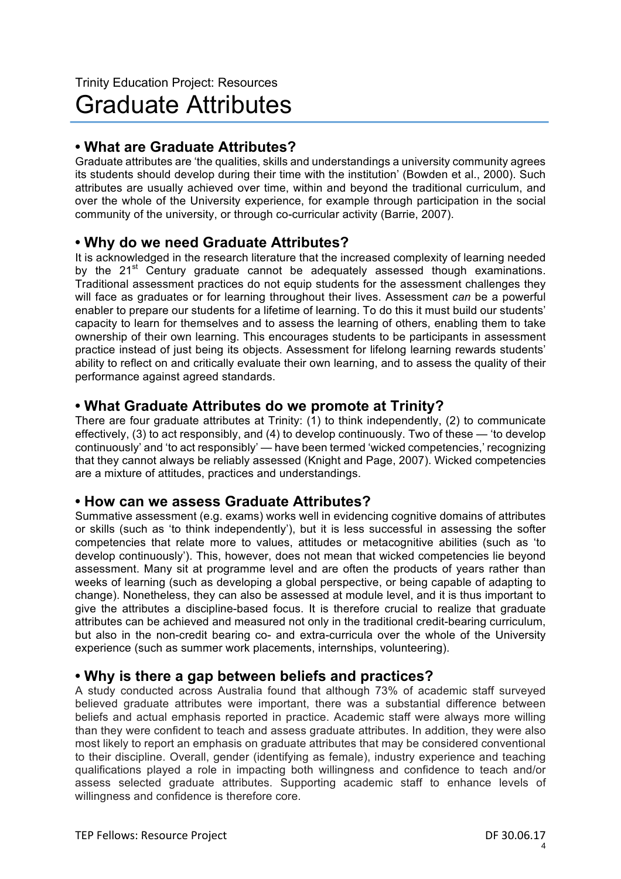Trinity Education Project: Resources

# Graduate Attributes

## • What are Graduate Attributes?

Graduate attributes are 'the qualities, skills and understandings a university community agrees its students should develop during their time with the institution' (Bowden et al., 2000). Such attributes are usually achieved over time, within and beyond the traditional curriculum, and over the whole of the University experience, for example through participation in the social community of the university, or through co-curricular activity (Barrie, 2007).

## • Why do we need Graduate Attributes?

It is acknowledged in the research literature that the increased complexity of learning needed by the 21st Century graduate cannot be adequately assessed though examinations. Traditional assessment practices do not equip students for the assessment challenges they will face as graduates or for learning throughout their lives. Assessment *can* be a powerful enabler to prepare our students for a lifetime of learning. To do this it must build our students' capacity to learn for themselves and to assess the learning of others, enabling them to take ownership of their own learning. This encourages students to be participants in assessment practice instead of just being its objects. Assessment for lifelong learning rewards students' ability to reflect on and critically evaluate their own learning, and to assess the quality of their performance against agreed standards.

## • What Graduate Attributes do we promote at Trinity?

There are four graduate attributes at Trinity: (1) to think independently, (2) to communicate effectively, (3) to act responsibly, and (4) to develop continuously. Two of these — 'to develop continuously' and 'to act responsibly' — have been termed 'wicked competencies,' recognizing that they cannot always be reliably assessed (Knight and Page, 2007). Wicked competencies are a mixture of attitudes, practices and understandings.

## • How can we assess Graduate Attributes?

Summative assessment (e.g. exams) works well in evidencing cognitive domains of attributes or skills (such as 'to think independently'), but it is less successful in assessing the softer competencies that relate more to values, attitudes or metacognitive abilities (such as 'to develop continuously'). This, however, does not mean that wicked competencies lie beyond assessment. Many sit at programme level and are often the products of years rather than weeks of learning (such as developing a global perspective, or being capable of adapting to change). Nonetheless, they can also be assessed at module level, and it is thus important to give the attributes a discipline-based focus. It is therefore crucial to realize that graduate attributes can be achieved and measured not only in the traditional credit-bearing curriculum, but also in the non-credit bearing co- and extra-curricula over the whole of the University experience (such as summer work placements, internships, volunteering).

## • Why is there a gap between beliefs and practices?

A study conducted across Australia found that although 73% of academic staff surveyed believed graduate attributes were important, there was a substantial difference between beliefs and actual emphasis reported in practice. Academic staff were always more willing than they were confident to teach and assess graduate attributes. In addition, they were also most likely to report an emphasis on graduate attributes that may be considered conventional to their discipline. Overall, gender (identifying as female), industry experience and teaching qualifications played a role in impacting both willingness and confidence to teach and/or assess selected graduate attributes. Supporting academic staff to enhance levels of willingness and confidence is therefore core.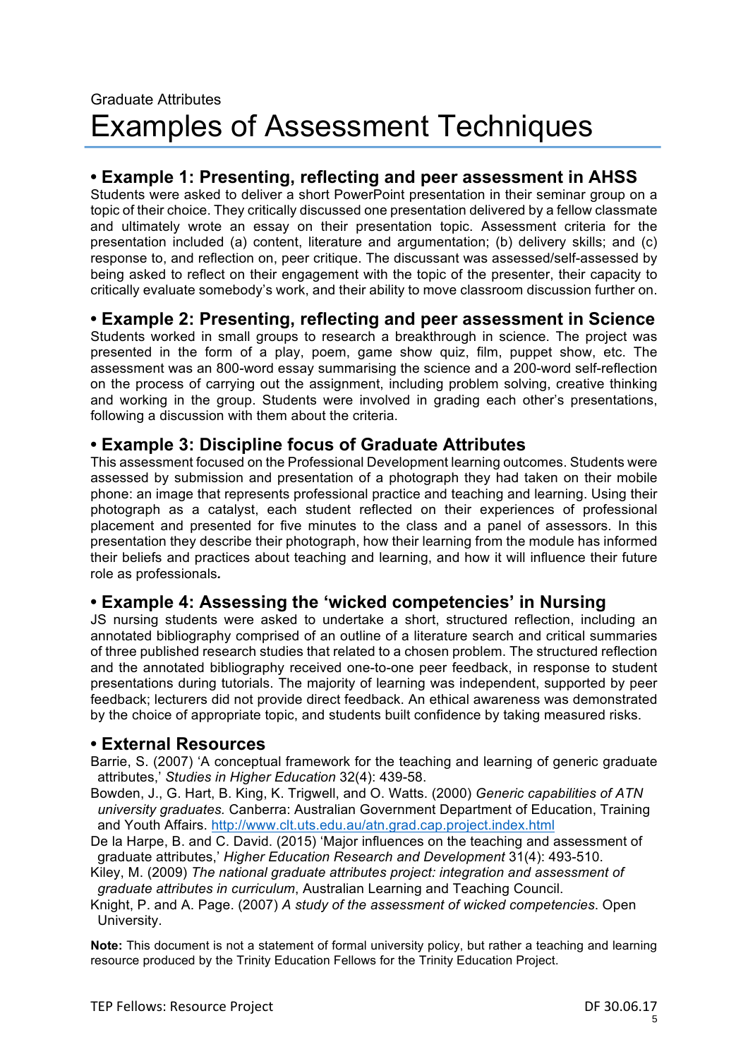Graduate Attributes

# Examples of Assessment Techniques

## • Example 1: Presenting, reflecting and peer assessment in AHSS

Students were asked to deliver a short PowerPoint presentation in their seminar group on a topic of their choice. They critically discussed one presentation delivered by a fellow classmate and ultimately wrote an essay on their presentation topic. Assessment criteria for the presentation included (a) content, literature and argumentation; (b) delivery skills; and (c) response to, and reflection on, peer critique. The discussant was assessed/self-assessed by being asked to reflect on their engagement with the topic of the presenter, their capacity to critically evaluate somebody's work, and their ability to move classroom discussion further on.

## • Example 2: Presenting, reflecting and peer assessment in Science

Students worked in small groups to research a breakthrough in science. The project was presented in the form of a play, poem, game show quiz, film, puppet show, etc. The assessment was an 800-word essay summarising the science and a 200-word self-reflection on the process of carrying out the assignment, including problem solving, creative thinking and working in the group. Students were involved in grading each other's presentations, following a discussion with them about the criteria.

## • Example 3: Discipline focus of Graduate Attributes

This assessment focused on the Professional Development learning outcomes. Students were assessed by submission and presentation of a photograph they had taken on their mobile phone: an image that represents professional practice and teaching and learning. Using their photograph as a catalyst, each student reflected on their experiences of professional placement and presented for five minutes to the class and a panel of assessors. In this presentation they describe their photograph, how their learning from the module has informed their beliefs and practices about teaching and learning, and how it will influence their future role as professionals**.**

## • Example 4: Assessing the 'wicked competencies' in Nursing

JS nursing students were asked to undertake a short, structured reflection, including an annotated bibliography comprised of an outline of a literature search and critical summaries of three published research studies that related to a chosen problem. The structured reflection and the annotated bibliography received one-to-one peer feedback, in response to student presentations during tutorials. The majority of learning was independent, supported by peer feedback; lecturers did not provide direct feedback. An ethical awareness was demonstrated by the choice of appropriate topic, and students built confidence by taking measured risks.

## • External Resources

Barrie, S. (2007) 'A conceptual framework for the teaching and learning of generic graduate attributes,' *Studies in Higher Education* 32(4): 439-58.

Bowden, J., G. Hart, B. King, K. Trigwell, and O. Watts. (2000) *Generic capabilities of ATN university graduates.* Canberra: Australian Government Department of Education, Training and Youth Affairs. http://www.clt.uts.edu.au/atn.grad.cap.project.index.html

De la Harpe, B. and C. David. (2015) 'Major influences on the teaching and assessment of graduate attributes,' *Higher Education Research and Development* 31(4): 493-510.

Kiley, M. (2009) *The national graduate attributes project: integration and assessment of graduate attributes in curriculum*, Australian Learning and Teaching Council.

Knight, P. and A. Page. (2007) *A study of the assessment of wicked competencies*. Open University.

**Note:** This document is not a statement of formal university policy, but rather a teaching and learning resource produced by the Trinity Education Fellows for the Trinity Education Project.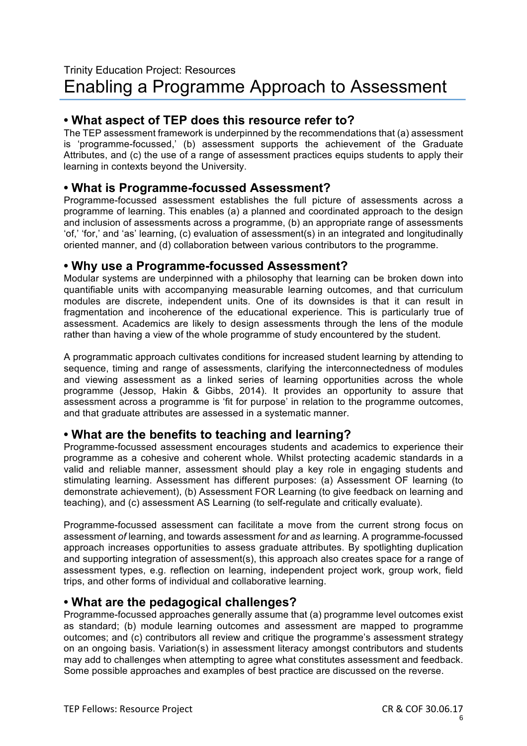Trinity Education Project: Resources

# Enabling a Programme Approach to Assessment

## • What aspect of TEP does this resource refer to?

The TEP assessment framework is underpinned by the recommendations that (a) assessment is 'programme-focussed,' (b) assessment supports the achievement of the Graduate Attributes, and (c) the use of a range of assessment practices equips students to apply their learning in contexts beyond the University.

## • What is Programme-focussed Assessment?

Programme-focussed assessment establishes the full picture of assessments across a programme of learning. This enables (a) a planned and coordinated approach to the design and inclusion of assessments across a programme, (b) an appropriate range of assessments 'of,' 'for,' and 'as' learning, (c) evaluation of assessment(s) in an integrated and longitudinally oriented manner, and (d) collaboration between various contributors to the programme.

## • Why use a Programme-focussed Assessment?

Modular systems are underpinned with a philosophy that learning can be broken down into quantifiable units with accompanying measurable learning outcomes, and that curriculum modules are discrete, independent units. One of its downsides is that it can result in fragmentation and incoherence of the educational experience. This is particularly true of assessment. Academics are likely to design assessments through the lens of the module rather than having a view of the whole programme of study encountered by the student.

A programmatic approach cultivates conditions for increased student learning by attending to sequence, timing and range of assessments, clarifying the interconnectedness of modules and viewing assessment as a linked series of learning opportunities across the whole programme (Jessop, Hakin & Gibbs, 2014). It provides an opportunity to assure that assessment across a programme is 'fit for purpose' in relation to the programme outcomes, and that graduate attributes are assessed in a systematic manner.

## • What are the benefits to teaching and learning?

Programme-focussed assessment encourages students and academics to experience their programme as a cohesive and coherent whole. Whilst protecting academic standards in a valid and reliable manner, assessment should play a key role in engaging students and stimulating learning. Assessment has different purposes: (a) Assessment OF learning (to demonstrate achievement), (b) Assessment FOR Learning (to give feedback on learning and teaching), and (c) assessment AS Learning (to self-regulate and critically evaluate).

Programme-focussed assessment can facilitate a move from the current strong focus on assessment *of* learning, and towards assessment *for* and *as* learning. A programme-focussed approach increases opportunities to assess graduate attributes. By spotlighting duplication and supporting integration of assessment(s), this approach also creates space for a range of assessment types, e.g. reflection on learning, independent project work, group work, field trips, and other forms of individual and collaborative learning.

## • What are the pedagogical challenges?

Programme-focussed approaches generally assume that (a) programme level outcomes exist as standard; (b) module learning outcomes and assessment are mapped to programme outcomes; and (c) contributors all review and critique the programme's assessment strategy on an ongoing basis. Variation(s) in assessment literacy amongst contributors and students may add to challenges when attempting to agree what constitutes assessment and feedback. Some possible approaches and examples of best practice are discussed on the reverse.

TEP Fellows: Resource Project CR & COF 30.06.17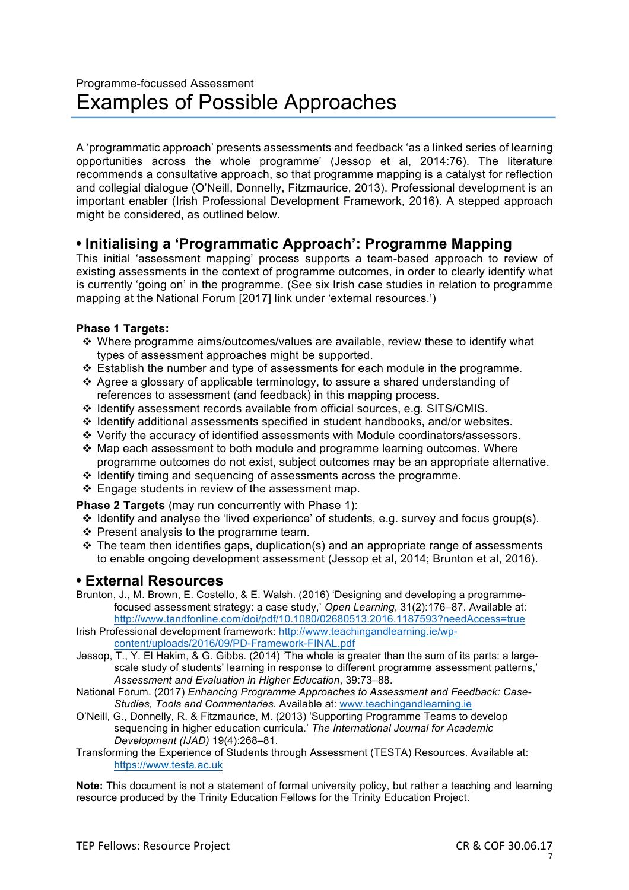Programme-focussed Assessment

# Examples of Possible Approaches

A 'programmatic approach' presents assessments and feedback 'as a linked series of learning opportunities across the whole programme' (Jessop et al, 2014:76). The literature recommends a consultative approach, so that programme mapping is a catalyst for reflection and collegial dialogue (O'Neill, Donnelly, Fitzmaurice, 2013). Professional development is an important enabler (Irish Professional Development Framework, 2016). A stepped approach might be considered, as outlined below.

## • Initialising a 'Programmatic Approach': Programme Mapping

This initial 'assessment mapping' process supports a team-based approach to review of existing assessments in the context of programme outcomes, in order to clearly identify what is currently 'going on' in the programme. (See six Irish case studies in relation to programme mapping at the National Forum [2017] link under 'external resources.')

**Phase 1 Targets:**

- ❖ Where programme aims/outcomes/values are available, review these to identify what types of assessment approaches might be supported.
- ❖ Establish the number and type of assessments for each module in the programme.
- ❖ Agree a glossary of applicable terminology, to assure a shared understanding of references to assessment (and feedback) in this mapping process.
- ❖ Identify assessment records available from official sources, e.g. SITS/CMIS.
- ❖ Identify additional assessments specified in student handbooks, and/or websites.
- ❖ Verify the accuracy of identified assessments with Module coordinators/assessors.
- ❖ Map each assessment to both module and programme learning outcomes. Where programme outcomes do not exist, subject outcomes may be an appropriate alternative.
- ❖ Identify timing and sequencing of assessments across the programme.
- ❖ Engage students in review of the assessment map.

**Phase 2 Targets** (may run concurrently with Phase 1):

- ❖ Identify and analyse the 'lived experience' of students, e.g. survey and focus group(s).
- ❖ Present analysis to the programme team.
- ❖ The team then identifies gaps, duplication(s) and an appropriate range of assessments to enable ongoing development assessment (Jessop et al, 2014; Brunton et al, 2016).

## • External Resources

Brunton, J., M. Brown, E. Costello, & E. Walsh. (2016) 'Designing and developing a programme-focused assessment strategy: a case study,' *Open Learning*, 31(2):176–87. Available at: http://www.tandfonline.com/doi/pdf/10.1080/02680513.2016.1187593?needAccess=true

Irish Professional development framework: http://www.teachingandlearning.ie/wp-content/uploads/2016/09/PD-Framework-FINAL.pdf

Jessop, T., Y. El Hakim, & G. Gibbs. (2014) 'The whole is greater than the sum of its parts: a large-scale study of students' learning in response to different programme assessment patterns,' *Assessment and Evaluation in Higher Education*, 39:73–88.

National Forum. (2017) *Enhancing Programme Approaches to Assessment and Feedback: Case-Studies, Tools and Commentaries.* Available at: www.teachingandlearning.ie

O'Neill, G., Donnelly, R. & Fitzmaurice, M. (2013) 'Supporting Programme Teams to develop sequencing in higher education curricula.' *The International Journal for Academic Development (IJAD)* 19(4):268–81.

Transforming the Experience of Students through Assessment (TESTA) Resources. Available at: https://www.testa.ac.uk

**Note:** This document is not a statement of formal university policy, but rather a teaching and learning resource produced by the Trinity Education Fellows for the Trinity Education Project.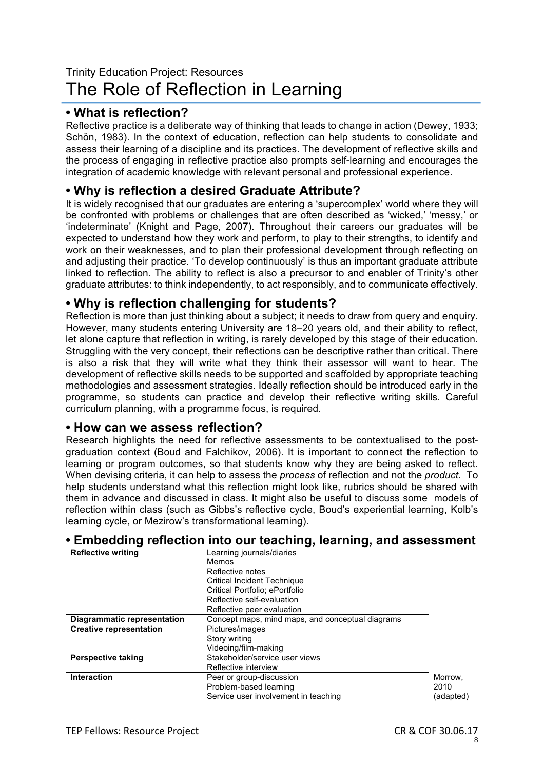Trinity Education Project: Resources

# The Role of Reflection in Learning

## • What is reflection?

Reflective practice is a deliberate way of thinking that leads to change in action (Dewey, 1933; Schön, 1983). In the context of education, reflection can help students to consolidate and assess their learning of a discipline and its practices. The development of reflective skills and the process of engaging in reflective practice also prompts self-learning and encourages the integration of academic knowledge with relevant personal and professional experience.

## • Why is reflection a desired Graduate Attribute?

It is widely recognised that our graduates are entering a 'supercomplex' world where they will be confronted with problems or challenges that are often described as 'wicked,' 'messy,' or 'indeterminate' (Knight and Page, 2007). Throughout their careers our graduates will be expected to understand how they work and perform, to play to their strengths, to identify and work on their weaknesses, and to plan their professional development through reflecting on and adjusting their practice. 'To develop continuously' is thus an important graduate attribute linked to reflection. The ability to reflect is also a precursor to and enabler of Trinity's other graduate attributes: to think independently, to act responsibly, and to communicate effectively.

## • Why is reflection challenging for students?

Reflection is more than just thinking about a subject; it needs to draw from query and enquiry. However, many students entering University are 18–20 years old, and their ability to reflect, let alone capture that reflection in writing, is rarely developed by this stage of their education. Struggling with the very concept, their reflections can be descriptive rather than critical. There is also a risk that they will write what they think their assessor will want to hear. The development of reflective skills needs to be supported and scaffolded by appropriate teaching methodologies and assessment strategies. Ideally reflection should be introduced early in the programme, so students can practice and develop their reflective writing skills. Careful curriculum planning, with a programme focus, is required.

## • How can we assess reflection?

Research highlights the need for reflective assessments to be contextualised to the post-graduation context (Boud and Falchikov, 2006). It is important to connect the reflection to learning or program outcomes, so that students know why they are being asked to reflect. When devising criteria, it can help to assess the *process* of reflection and not the *product*. To help students understand what this reflection might look like, rubrics should be shared with them in advance and discussed in class. It might also be useful to discuss some models of reflection within class (such as Gibbs's reflective cycle, Boud's experiential learning, Kolb's learning cycle, or Mezirow's transformational learning).

## • Embedding reflection into our teaching, learning, and assessment

| | | |
|---|---|---|
| **Reflective writing** | Learning journals/diaries<br>Memos<br>Reflective notes<br>Critical Incident Technique<br>Critical Portfolio; ePortfolio<br>Reflective self-evaluation<br>Reflective peer evaluation | |
| **Diagrammatic representation** | Concept maps, mind maps, and conceptual diagrams | |
| **Creative representation** | Pictures/images<br>Story writing<br>Videoing/film-making | |
| **Perspective taking** | Stakeholder/service user views<br>Reflective interview | |
| **Interaction** | Peer or group-discussion<br>Problem-based learning<br>Service user involvement in teaching | Morrow, 2010 (adapted) |

TEP Fellows: Resource Project CR & COF 30.06.17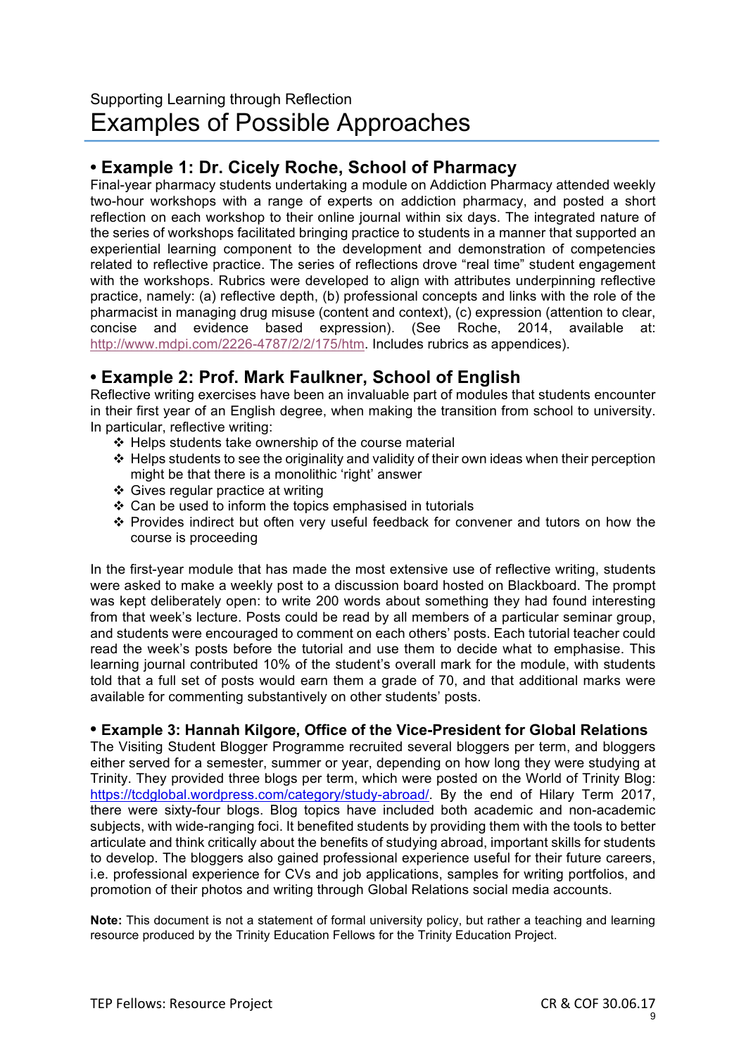Supporting Learning through Reflection

# Examples of Possible Approaches

## • Example 1: Dr. Cicely Roche, School of Pharmacy

Final-year pharmacy students undertaking a module on Addiction Pharmacy attended weekly two-hour workshops with a range of experts on addiction pharmacy, and posted a short reflection on each workshop to their online journal within six days. The integrated nature of the series of workshops facilitated bringing practice to students in a manner that supported an experiential learning component to the development and demonstration of competencies related to reflective practice. The series of reflections drove "real time" student engagement with the workshops. Rubrics were developed to align with attributes underpinning reflective practice, namely: (a) reflective depth, (b) professional concepts and links with the role of the pharmacist in managing drug misuse (content and context), (c) expression (attention to clear, concise and evidence based expression). (See Roche, 2014, available at: http://www.mdpi.com/2226-4787/2/2/175/htm. Includes rubrics as appendices).

## • Example 2: Prof. Mark Faulkner, School of English

Reflective writing exercises have been an invaluable part of modules that students encounter in their first year of an English degree, when making the transition from school to university. In particular, reflective writing:

- Helps students take ownership of the course material
- Helps students to see the originality and validity of their own ideas when their perception might be that there is a monolithic 'right' answer
- Gives regular practice at writing
- Can be used to inform the topics emphasised in tutorials
- Provides indirect but often very useful feedback for convener and tutors on how the course is proceeding

In the first-year module that has made the most extensive use of reflective writing, students were asked to make a weekly post to a discussion board hosted on Blackboard. The prompt was kept deliberately open: to write 200 words about something they had found interesting from that week's lecture. Posts could be read by all members of a particular seminar group, and students were encouraged to comment on each others' posts. Each tutorial teacher could read the week's posts before the tutorial and use them to decide what to emphasise. This learning journal contributed 10% of the student's overall mark for the module, with students told that a full set of posts would earn them a grade of 70, and that additional marks were available for commenting substantively on other students' posts.

## • Example 3: Hannah Kilgore, Office of the Vice-President for Global Relations

The Visiting Student Blogger Programme recruited several bloggers per term, and bloggers either served for a semester, summer or year, depending on how long they were studying at Trinity. They provided three blogs per term, which were posted on the World of Trinity Blog: https://tcdglobal.wordpress.com/category/study-abroad/. By the end of Hilary Term 2017, there were sixty-four blogs. Blog topics have included both academic and non-academic subjects, with wide-ranging foci. It benefited students by providing them with the tools to better articulate and think critically about the benefits of studying abroad, important skills for students to develop. The bloggers also gained professional experience useful for their future careers, i.e. professional experience for CVs and job applications, samples for writing portfolios, and promotion of their photos and writing through Global Relations social media accounts.

**Note:** This document is not a statement of formal university policy, but rather a teaching and learning resource produced by the Trinity Education Fellows for the Trinity Education Project.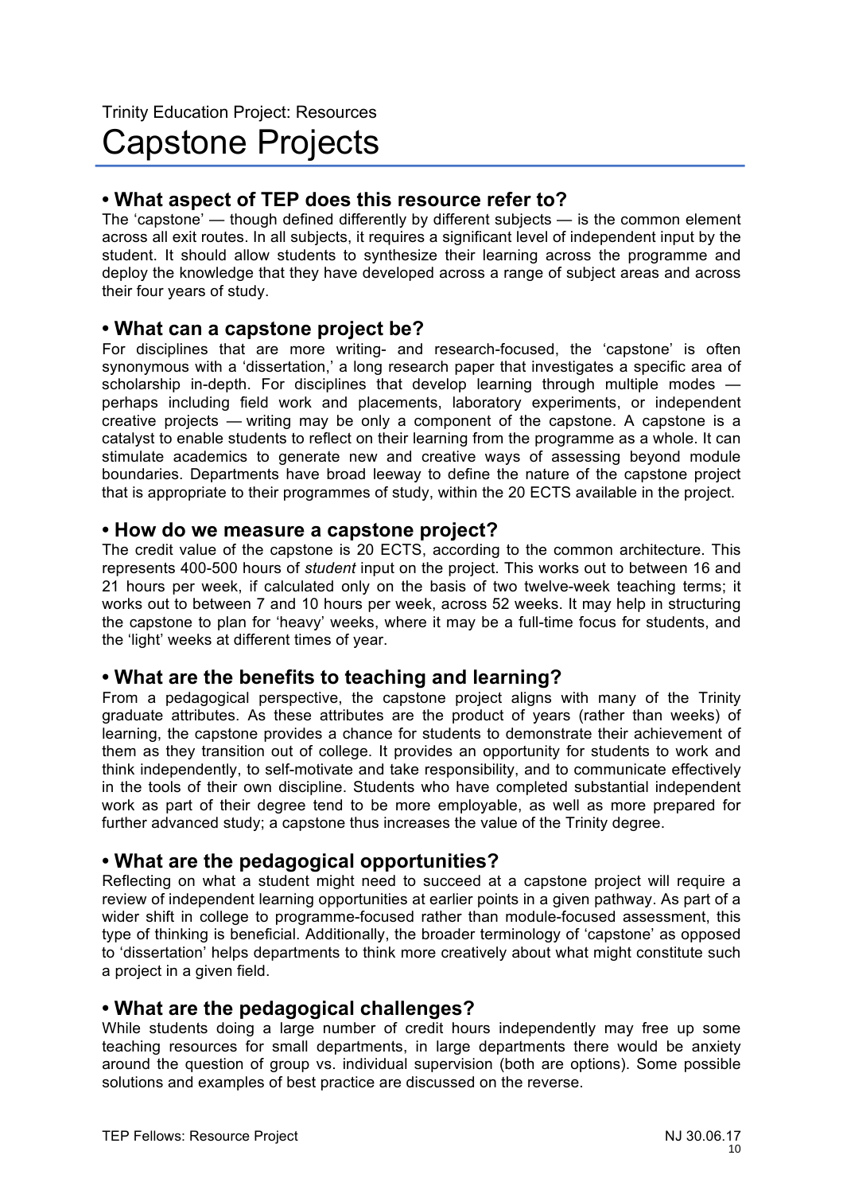Trinity Education Project: Resources

# Capstone Projects

## • What aspect of TEP does this resource refer to?

The 'capstone' — though defined differently by different subjects — is the common element across all exit routes. In all subjects, it requires a significant level of independent input by the student. It should allow students to synthesize their learning across the programme and deploy the knowledge that they have developed across a range of subject areas and across their four years of study.

## • What can a capstone project be?

For disciplines that are more writing- and research-focused, the 'capstone' is often synonymous with a 'dissertation,' a long research paper that investigates a specific area of scholarship in-depth. For disciplines that develop learning through multiple modes — perhaps including field work and placements, laboratory experiments, or independent creative projects — writing may be only a component of the capstone. A capstone is a catalyst to enable students to reflect on their learning from the programme as a whole. It can stimulate academics to generate new and creative ways of assessing beyond module boundaries. Departments have broad leeway to define the nature of the capstone project that is appropriate to their programmes of study, within the 20 ECTS available in the project.

## • How do we measure a capstone project?

The credit value of the capstone is 20 ECTS, according to the common architecture. This represents 400-500 hours of *student* input on the project. This works out to between 16 and 21 hours per week, if calculated only on the basis of two twelve-week teaching terms; it works out to between 7 and 10 hours per week, across 52 weeks. It may help in structuring the capstone to plan for 'heavy' weeks, where it may be a full-time focus for students, and the 'light' weeks at different times of year.

## • What are the benefits to teaching and learning?

From a pedagogical perspective, the capstone project aligns with many of the Trinity graduate attributes. As these attributes are the product of years (rather than weeks) of learning, the capstone provides a chance for students to demonstrate their achievement of them as they transition out of college. It provides an opportunity for students to work and think independently, to self-motivate and take responsibility, and to communicate effectively in the tools of their own discipline. Students who have completed substantial independent work as part of their degree tend to be more employable, as well as more prepared for further advanced study; a capstone thus increases the value of the Trinity degree.

## • What are the pedagogical opportunities?

Reflecting on what a student might need to succeed at a capstone project will require a review of independent learning opportunities at earlier points in a given pathway. As part of a wider shift in college to programme-focused rather than module-focused assessment, this type of thinking is beneficial. Additionally, the broader terminology of 'capstone' as opposed to 'dissertation' helps departments to think more creatively about what might constitute such a project in a given field.

## • What are the pedagogical challenges?

While students doing a large number of credit hours independently may free up some teaching resources for small departments, in large departments there would be anxiety around the question of group vs. individual supervision (both are options). Some possible solutions and examples of best practice are discussed on the reverse.

TEP Fellows: Resource Project NJ 30.06.17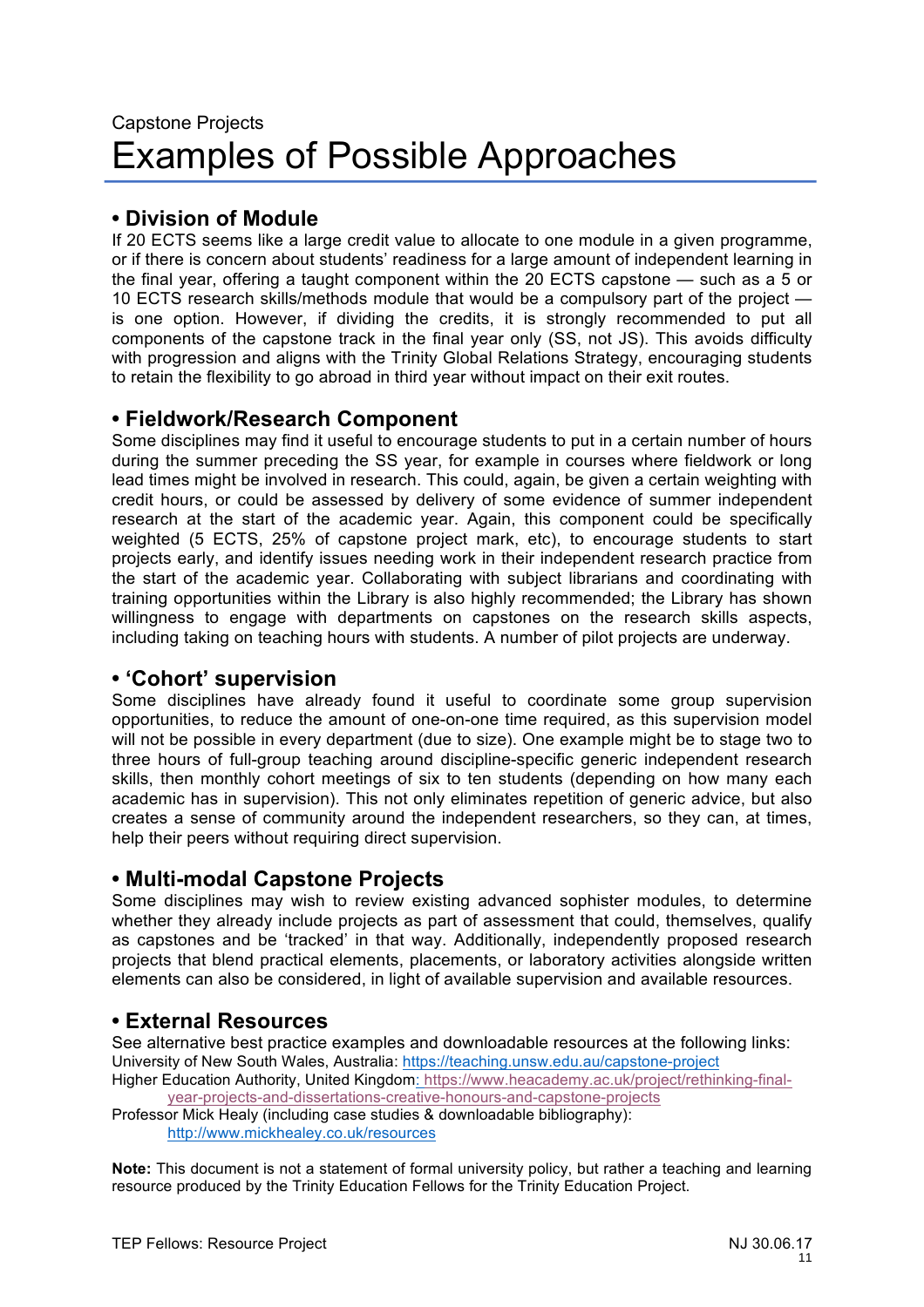Capstone Projects

# Examples of Possible Approaches

## • Division of Module

If 20 ECTS seems like a large credit value to allocate to one module in a given programme, or if there is concern about students' readiness for a large amount of independent learning in the final year, offering a taught component within the 20 ECTS capstone — such as a 5 or 10 ECTS research skills/methods module that would be a compulsory part of the project — is one option. However, if dividing the credits, it is strongly recommended to put all components of the capstone track in the final year only (SS, not JS). This avoids difficulty with progression and aligns with the Trinity Global Relations Strategy, encouraging students to retain the flexibility to go abroad in third year without impact on their exit routes.

## • Fieldwork/Research Component

Some disciplines may find it useful to encourage students to put in a certain number of hours during the summer preceding the SS year, for example in courses where fieldwork or long lead times might be involved in research. This could, again, be given a certain weighting with credit hours, or could be assessed by delivery of some evidence of summer independent research at the start of the academic year. Again, this component could be specifically weighted (5 ECTS, 25% of capstone project mark, etc), to encourage students to start projects early, and identify issues needing work in their independent research practice from the start of the academic year. Collaborating with subject librarians and coordinating with training opportunities within the Library is also highly recommended; the Library has shown willingness to engage with departments on capstones on the research skills aspects, including taking on teaching hours with students. A number of pilot projects are underway.

## • 'Cohort' supervision

Some disciplines have already found it useful to coordinate some group supervision opportunities, to reduce the amount of one-on-one time required, as this supervision model will not be possible in every department (due to size). One example might be to stage two to three hours of full-group teaching around discipline-specific generic independent research skills, then monthly cohort meetings of six to ten students (depending on how many each academic has in supervision). This not only eliminates repetition of generic advice, but also creates a sense of community around the independent researchers, so they can, at times, help their peers without requiring direct supervision.

## • Multi-modal Capstone Projects

Some disciplines may wish to review existing advanced sophister modules, to determine whether they already include projects as part of assessment that could, themselves, qualify as capstones and be 'tracked' in that way. Additionally, independently proposed research projects that blend practical elements, placements, or laboratory activities alongside written elements can also be considered, in light of available supervision and available resources.

## • External Resources

See alternative best practice examples and downloadable resources at the following links:

University of New South Wales, Australia: https://teaching.unsw.edu.au/capstone-project

Higher Education Authority, United Kingdom: https://www.heacademy.ac.uk/project/rethinking-final-year-projects-and-dissertations-creative-honours-and-capstone-projects

Professor Mick Healy (including case studies & downloadable bibliography): http://www.mickhealey.co.uk/resources

**Note:** This document is not a statement of formal university policy, but rather a teaching and learning resource produced by the Trinity Education Fellows for the Trinity Education Project.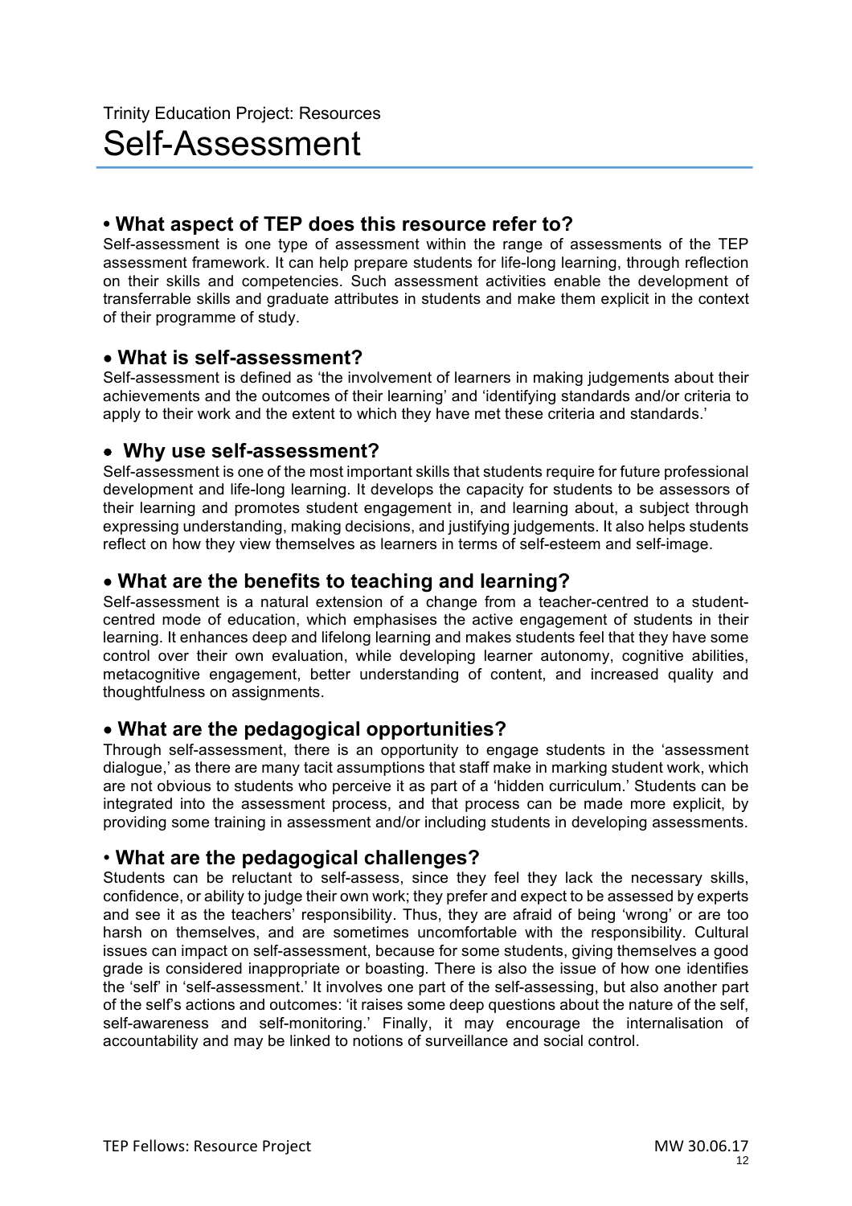Trinity Education Project: Resources

# Self-Assessment

## • What aspect of TEP does this resource refer to?

Self-assessment is one type of assessment within the range of assessments of the TEP assessment framework. It can help prepare students for life-long learning, through reflection on their skills and competencies. Such assessment activities enable the development of transferrable skills and graduate attributes in students and make them explicit in the context of their programme of study.

## • What is self-assessment?

Self-assessment is defined as 'the involvement of learners in making judgements about their achievements and the outcomes of their learning' and 'identifying standards and/or criteria to apply to their work and the extent to which they have met these criteria and standards.'

## • Why use self-assessment?

Self-assessment is one of the most important skills that students require for future professional development and life-long learning. It develops the capacity for students to be assessors of their learning and promotes student engagement in, and learning about, a subject through expressing understanding, making decisions, and justifying judgements. It also helps students reflect on how they view themselves as learners in terms of self-esteem and self-image.

## • What are the benefits to teaching and learning?

Self-assessment is a natural extension of a change from a teacher-centred to a student-centred mode of education, which emphasises the active engagement of students in their learning. It enhances deep and lifelong learning and makes students feel that they have some control over their own evaluation, while developing learner autonomy, cognitive abilities, metacognitive engagement, better understanding of content, and increased quality and thoughtfulness on assignments.

## • What are the pedagogical opportunities?

Through self-assessment, there is an opportunity to engage students in the 'assessment dialogue,' as there are many tacit assumptions that staff make in marking student work, which are not obvious to students who perceive it as part of a 'hidden curriculum.' Students can be integrated into the assessment process, and that process can be made more explicit, by providing some training in assessment and/or including students in developing assessments.

## • What are the pedagogical challenges?

Students can be reluctant to self-assess, since they feel they lack the necessary skills, confidence, or ability to judge their own work; they prefer and expect to be assessed by experts and see it as the teachers' responsibility. Thus, they are afraid of being 'wrong' or are too harsh on themselves, and are sometimes uncomfortable with the responsibility. Cultural issues can impact on self-assessment, because for some students, giving themselves a good grade is considered inappropriate or boasting. There is also the issue of how one identifies the 'self' in 'self-assessment.' It involves one part of the self-assessing, but also another part of the self's actions and outcomes: 'it raises some deep questions about the nature of the self, self-awareness and self-monitoring.' Finally, it may encourage the internalisation of accountability and may be linked to notions of surveillance and social control.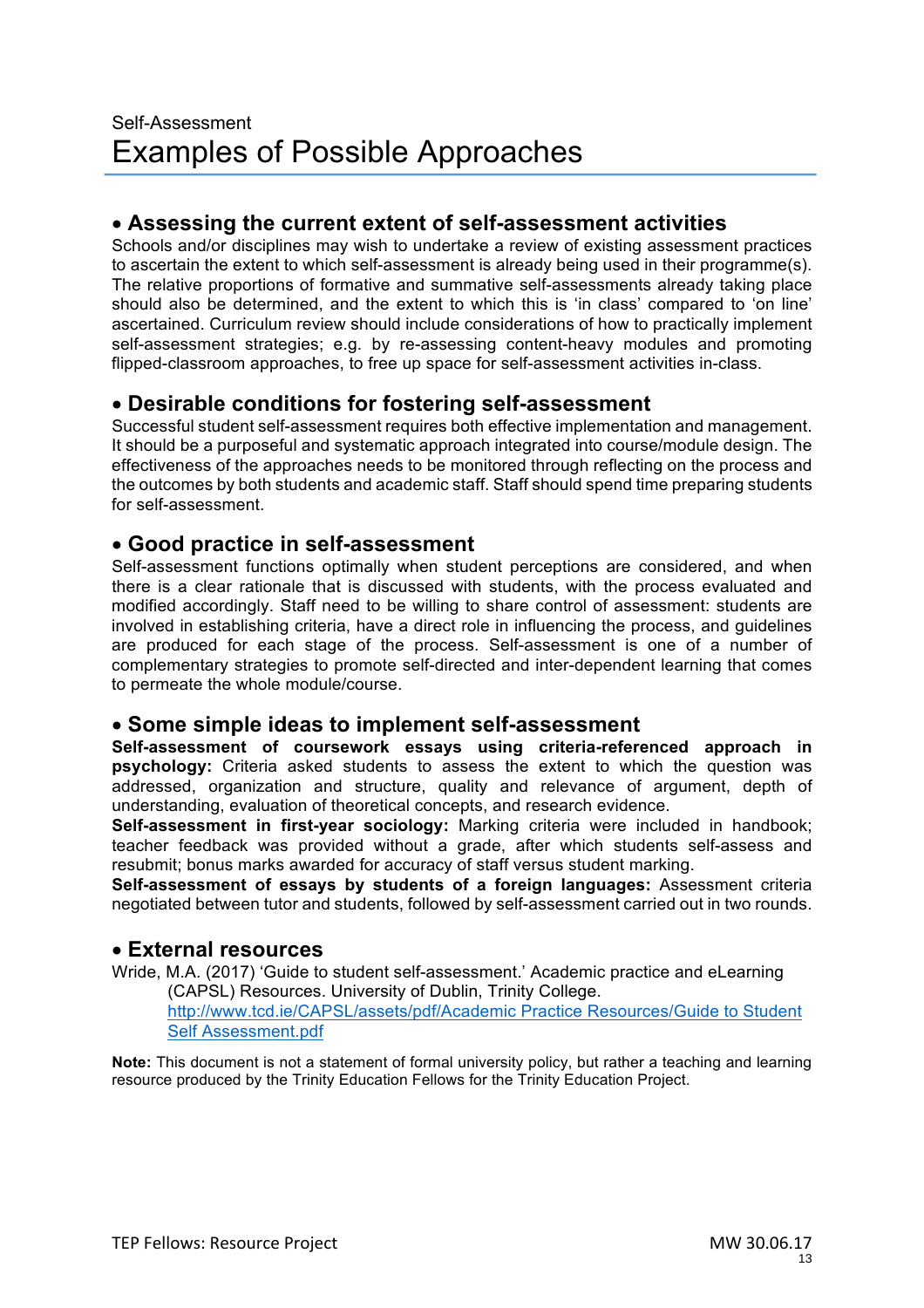Self-Assessment

# Examples of Possible Approaches

## • Assessing the current extent of self-assessment activities

Schools and/or disciplines may wish to undertake a review of existing assessment practices to ascertain the extent to which self-assessment is already being used in their programme(s). The relative proportions of formative and summative self-assessments already taking place should also be determined, and the extent to which this is 'in class' compared to 'on line' ascertained. Curriculum review should include considerations of how to practically implement self-assessment strategies; e.g. by re-assessing content-heavy modules and promoting flipped-classroom approaches, to free up space for self-assessment activities in-class.

## • Desirable conditions for fostering self-assessment

Successful student self-assessment requires both effective implementation and management. It should be a purposeful and systematic approach integrated into course/module design. The effectiveness of the approaches needs to be monitored through reflecting on the process and the outcomes by both students and academic staff. Staff should spend time preparing students for self-assessment.

## • Good practice in self-assessment

Self-assessment functions optimally when student perceptions are considered, and when there is a clear rationale that is discussed with students, with the process evaluated and modified accordingly. Staff need to be willing to share control of assessment: students are involved in establishing criteria, have a direct role in influencing the process, and guidelines are produced for each stage of the process. Self-assessment is one of a number of complementary strategies to promote self-directed and inter-dependent learning that comes to permeate the whole module/course.

## • Some simple ideas to implement self-assessment

**Self-assessment of coursework essays using criteria-referenced approach in psychology:** Criteria asked students to assess the extent to which the question was addressed, organization and structure, quality and relevance of argument, depth of understanding, evaluation of theoretical concepts, and research evidence.

**Self-assessment in first-year sociology:** Marking criteria were included in handbook; teacher feedback was provided without a grade, after which students self-assess and resubmit; bonus marks awarded for accuracy of staff versus student marking.

**Self-assessment of essays by students of a foreign languages:** Assessment criteria negotiated between tutor and students, followed by self-assessment carried out in two rounds.

## • External resources

Wride, M.A. (2017) 'Guide to student self-assessment.' Academic practice and eLearning (CAPSL) Resources. University of Dublin, Trinity College. http://www.tcd.ie/CAPSL/assets/pdf/Academic Practice Resources/Guide to Student Self Assessment.pdf

**Note:** This document is not a statement of formal university policy, but rather a teaching and learning resource produced by the Trinity Education Fellows for the Trinity Education Project.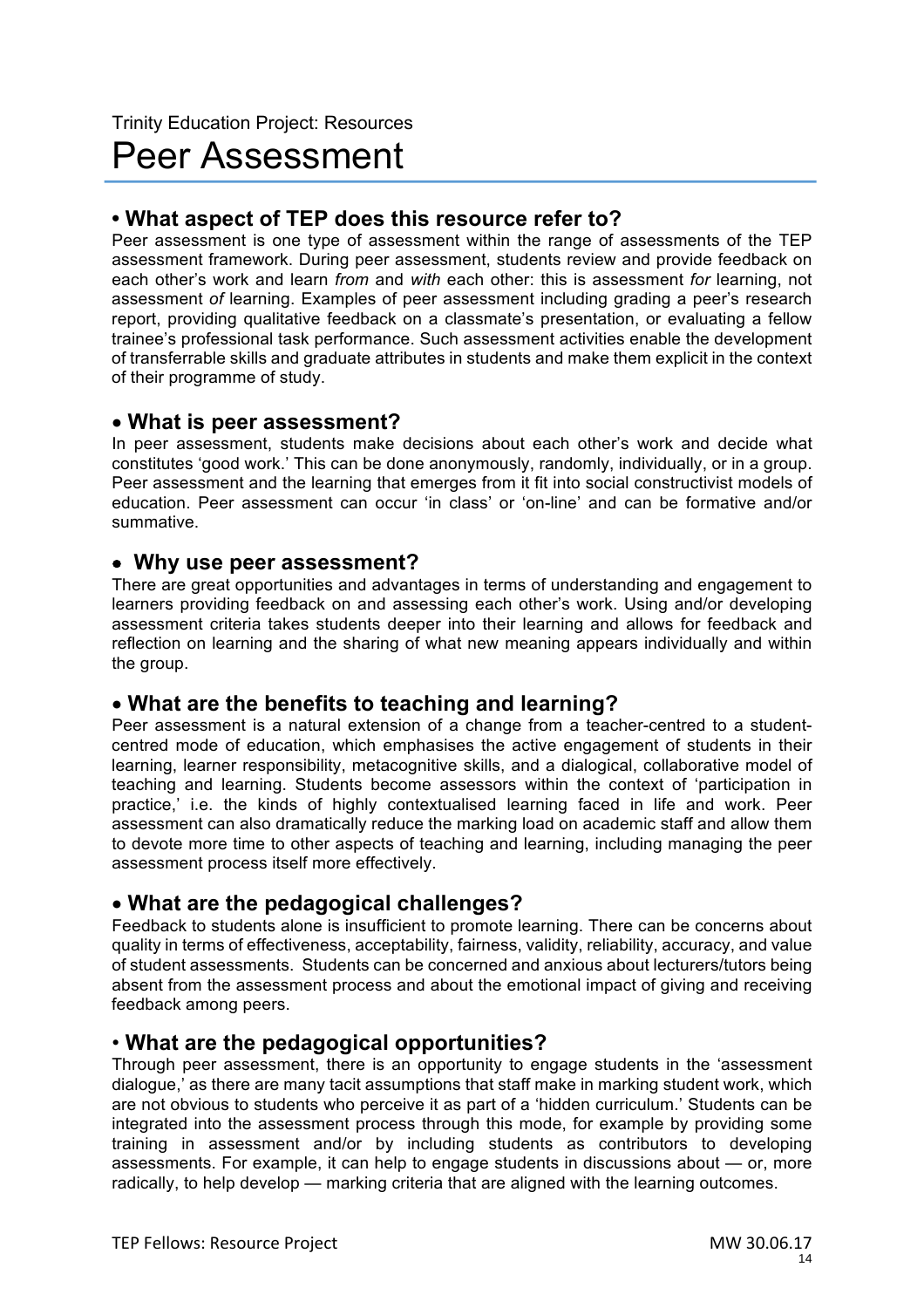Trinity Education Project: Resources

# Peer Assessment

## • What aspect of TEP does this resource refer to?

Peer assessment is one type of assessment within the range of assessments of the TEP assessment framework. During peer assessment, students review and provide feedback on each other's work and learn *from* and *with* each other: this is assessment *for* learning, not assessment *of* learning. Examples of peer assessment including grading a peer's research report, providing qualitative feedback on a classmate's presentation, or evaluating a fellow trainee's professional task performance. Such assessment activities enable the development of transferrable skills and graduate attributes in students and make them explicit in the context of their programme of study.

## • What is peer assessment?

In peer assessment, students make decisions about each other's work and decide what constitutes 'good work.' This can be done anonymously, randomly, individually, or in a group. Peer assessment and the learning that emerges from it fit into social constructivist models of education. Peer assessment can occur 'in class' or 'on-line' and can be formative and/or summative.

## • Why use peer assessment?

There are great opportunities and advantages in terms of understanding and engagement to learners providing feedback on and assessing each other's work. Using and/or developing assessment criteria takes students deeper into their learning and allows for feedback and reflection on learning and the sharing of what new meaning appears individually and within the group.

## • What are the benefits to teaching and learning?

Peer assessment is a natural extension of a change from a teacher-centred to a student-centred mode of education, which emphasises the active engagement of students in their learning, learner responsibility, metacognitive skills, and a dialogical, collaborative model of teaching and learning. Students become assessors within the context of 'participation in practice,' i.e. the kinds of highly contextualised learning faced in life and work. Peer assessment can also dramatically reduce the marking load on academic staff and allow them to devote more time to other aspects of teaching and learning, including managing the peer assessment process itself more effectively.

## • What are the pedagogical challenges?

Feedback to students alone is insufficient to promote learning. There can be concerns about quality in terms of effectiveness, acceptability, fairness, validity, reliability, accuracy, and value of student assessments. Students can be concerned and anxious about lecturers/tutors being absent from the assessment process and about the emotional impact of giving and receiving feedback among peers.

## • What are the pedagogical opportunities?

Through peer assessment, there is an opportunity to engage students in the 'assessment dialogue,' as there are many tacit assumptions that staff make in marking student work, which are not obvious to students who perceive it as part of a 'hidden curriculum.' Students can be integrated into the assessment process through this mode, for example by providing some training in assessment and/or by including students as contributors to developing assessments. For example, it can help to engage students in discussions about — or, more radically, to help develop — marking criteria that are aligned with the learning outcomes.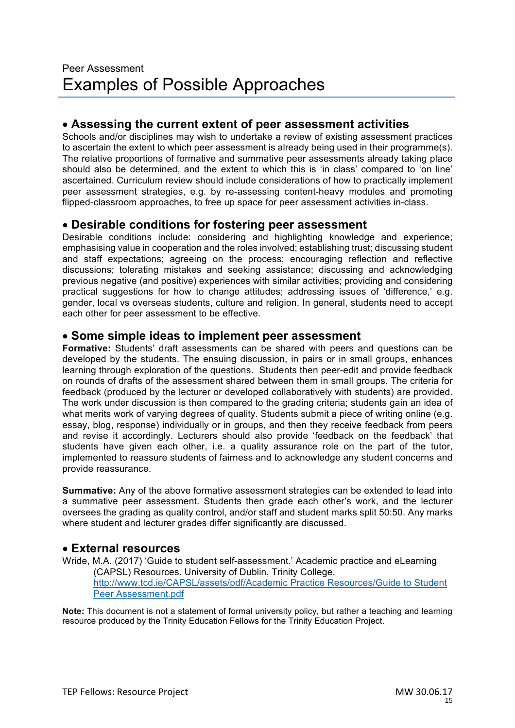Peer Assessment

# Examples of Possible Approaches

## • Assessing the current extent of peer assessment activities

Schools and/or disciplines may wish to undertake a review of existing assessment practices to ascertain the extent to which peer assessment is already being used in their programme(s). The relative proportions of formative and summative peer assessments already taking place should also be determined, and the extent to which this is 'in class' compared to 'on line' ascertained. Curriculum review should include considerations of how to practically implement peer assessment strategies, e.g. by re-assessing content-heavy modules and promoting flipped-classroom approaches, to free up space for peer assessment activities in-class.

## • Desirable conditions for fostering peer assessment

Desirable conditions include: considering and highlighting knowledge and experience; emphasising value in cooperation and the roles involved; establishing trust; discussing student and staff expectations; agreeing on the process; encouraging reflection and reflective discussions; tolerating mistakes and seeking assistance; discussing and acknowledging previous negative (and positive) experiences with similar activities; providing and considering practical suggestions for how to change attitudes; addressing issues of 'difference,' e.g. gender, local vs overseas students, culture and religion. In general, students need to accept each other for peer assessment to be effective.

## • Some simple ideas to implement peer assessment

**Formative:** Students' draft assessments can be shared with peers and questions can be developed by the students. The ensuing discussion, in pairs or in small groups, enhances learning through exploration of the questions. Students then peer-edit and provide feedback on rounds of drafts of the assessment shared between them in small groups. The criteria for feedback (produced by the lecturer or developed collaboratively with students) are provided. The work under discussion is then compared to the grading criteria; students gain an idea of what merits work of varying degrees of quality. Students submit a piece of writing online (e.g. essay, blog, response) individually or in groups, and then they receive feedback from peers and revise it accordingly. Lecturers should also provide 'feedback on the feedback' that students have given each other, i.e. a quality assurance role on the part of the tutor, implemented to reassure students of fairness and to acknowledge any student concerns and provide reassurance.

**Summative:** Any of the above formative assessment strategies can be extended to lead into a summative peer assessment. Students then grade each other's work, and the lecturer oversees the grading as quality control, and/or staff and student marks split 50:50. Any marks where student and lecturer grades differ significantly are discussed.

## • External resources

Wride, M.A. (2017) 'Guide to student self-assessment.' Academic practice and eLearning (CAPSL) Resources. University of Dublin, Trinity College. [http://www.tcd.ie/CAPSL/assets/pdf/Academic Practice Resources/Guide to Student Peer Assessment.pdf](http://www.tcd.ie/CAPSL/assets/pdf/Academic Practice Resources/Guide to Student Peer Assessment.pdf)

**Note:** This document is not a statement of formal university policy, but rather a teaching and learning resource produced by the Trinity Education Fellows for the Trinity Education Project.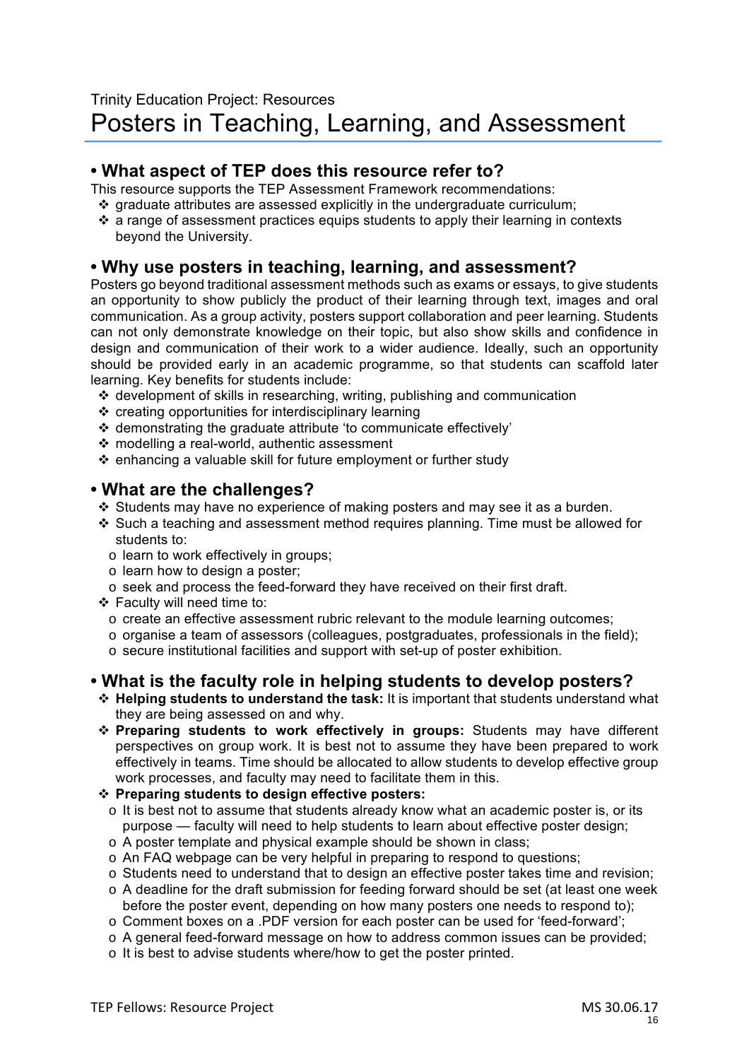Trinity Education Project: Resources

# Posters in Teaching, Learning, and Assessment

## • What aspect of TEP does this resource refer to?

This resource supports the TEP Assessment Framework recommendations:

- ❖ graduate attributes are assessed explicitly in the undergraduate curriculum;
- ❖ a range of assessment practices equips students to apply their learning in contexts beyond the University.

## • Why use posters in teaching, learning, and assessment?

Posters go beyond traditional assessment methods such as exams or essays, to give students an opportunity to show publicly the product of their learning through text, images and oral communication. As a group activity, posters support collaboration and peer learning. Students can not only demonstrate knowledge on their topic, but also show skills and confidence in design and communication of their work to a wider audience. Ideally, such an opportunity should be provided early in an academic programme, so that students can scaffold later learning. Key benefits for students include:

- ❖ development of skills in researching, writing, publishing and communication
- ❖ creating opportunities for interdisciplinary learning
- ❖ demonstrating the graduate attribute 'to communicate effectively'
- ❖ modelling a real-world, authentic assessment
- ❖ enhancing a valuable skill for future employment or further study

## • What are the challenges?

- ❖ Students may have no experience of making posters and may see it as a burden.
- ❖ Such a teaching and assessment method requires planning. Time must be allowed for students to:
  - o learn to work effectively in groups;
  - o learn how to design a poster;
  - o seek and process the feed-forward they have received on their first draft.
- ❖ Faculty will need time to:
  - o create an effective assessment rubric relevant to the module learning outcomes;
  - o organise a team of assessors (colleagues, postgraduates, professionals in the field);
  - o secure institutional facilities and support with set-up of poster exhibition.

## • What is the faculty role in helping students to develop posters?

- ❖ **Helping students to understand the task:** It is important that students understand what they are being assessed on and why.
- ❖ **Preparing students to work effectively in groups:** Students may have different perspectives on group work. It is best not to assume they have been prepared to work effectively in teams. Time should be allocated to allow students to develop effective group work processes, and faculty may need to facilitate them in this.
- ❖ **Preparing students to design effective posters:**
  - o It is best not to assume that students already know what an academic poster is, or its purpose — faculty will need to help students to learn about effective poster design;
  - o A poster template and physical example should be shown in class;
  - o An FAQ webpage can be very helpful in preparing to respond to questions;
  - o Students need to understand that to design an effective poster takes time and revision;
  - o A deadline for the draft submission for feeding forward should be set (at least one week before the poster event, depending on how many posters one needs to respond to);
  - o Comment boxes on a .PDF version for each poster can be used for 'feed-forward';
  - o A general feed-forward message on how to address common issues can be provided;
  - o It is best to advise students where/how to get the poster printed.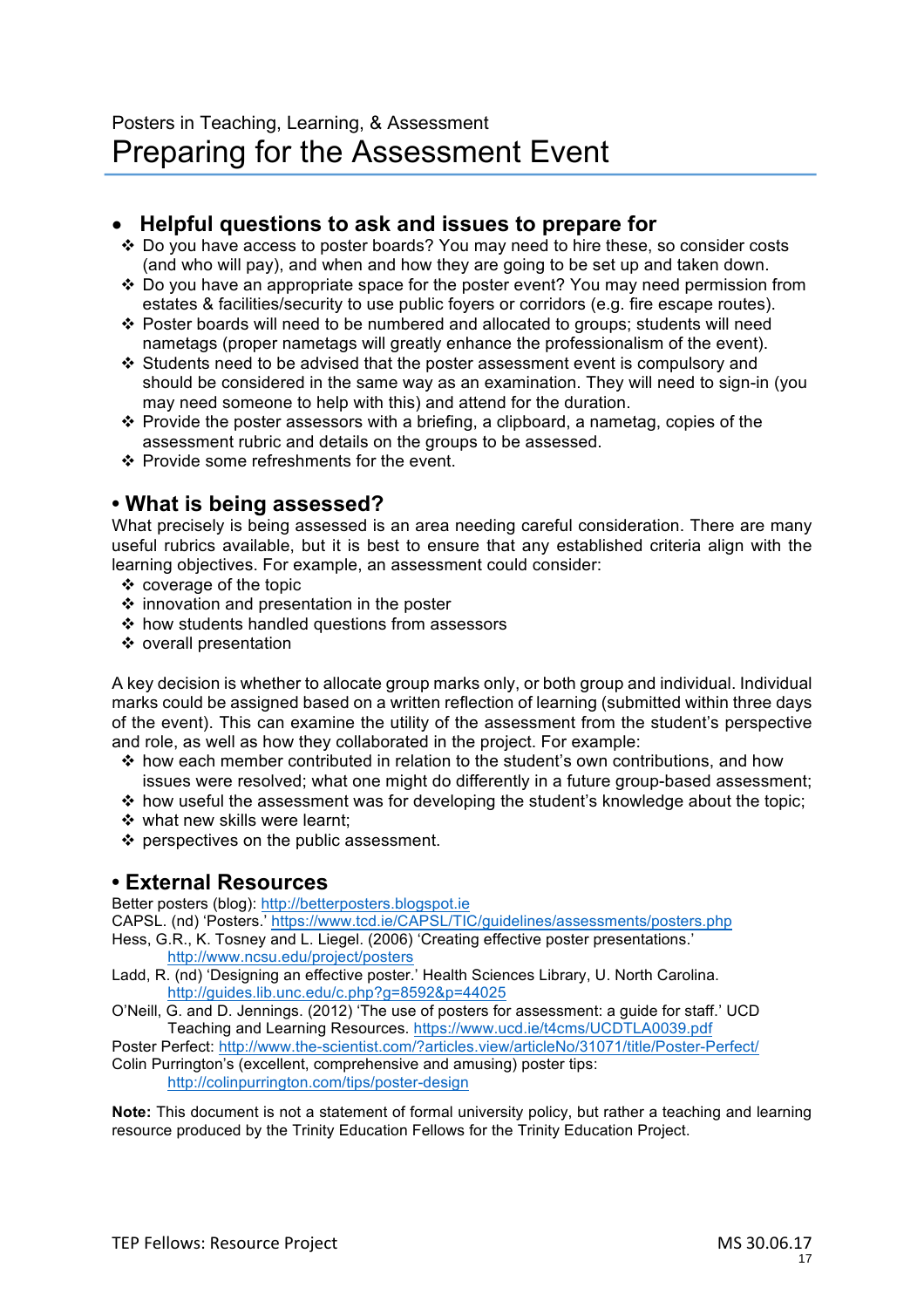Posters in Teaching, Learning, & Assessment

# Preparing for the Assessment Event

## Helpful questions to ask and issues to prepare for

- Do you have access to poster boards? You may need to hire these, so consider costs (and who will pay), and when and how they are going to be set up and taken down.
- Do you have an appropriate space for the poster event? You may need permission from estates & facilities/security to use public foyers or corridors (e.g. fire escape routes).
- Poster boards will need to be numbered and allocated to groups; students will need nametags (proper nametags will greatly enhance the professionalism of the event).
- Students need to be advised that the poster assessment event is compulsory and should be considered in the same way as an examination. They will need to sign-in (you may need someone to help with this) and attend for the duration.
- Provide the poster assessors with a briefing, a clipboard, a nametag, copies of the assessment rubric and details on the groups to be assessed.
- Provide some refreshments for the event.

## What is being assessed?

What precisely is being assessed is an area needing careful consideration. There are many useful rubrics available, but it is best to ensure that any established criteria align with the learning objectives. For example, an assessment could consider:

- coverage of the topic
- innovation and presentation in the poster
- how students handled questions from assessors
- overall presentation

A key decision is whether to allocate group marks only, or both group and individual. Individual marks could be assigned based on a written reflection of learning (submitted within three days of the event). This can examine the utility of the assessment from the student's perspective and role, as well as how they collaborated in the project. For example:

- how each member contributed in relation to the student's own contributions, and how issues were resolved; what one might do differently in a future group-based assessment;
- how useful the assessment was for developing the student's knowledge about the topic;
- what new skills were learnt;
- perspectives on the public assessment.

## External Resources

Better posters (blog): http://betterposters.blogspot.ie

CAPSL. (nd) 'Posters.' https://www.tcd.ie/CAPSL/TIC/guidelines/assessments/posters.php

Hess, G.R., K. Tosney and L. Liegel. (2006) 'Creating effective poster presentations.' http://www.ncsu.edu/project/posters

Ladd, R. (nd) 'Designing an effective poster.' Health Sciences Library, U. North Carolina. http://guides.lib.unc.edu/c.php?g=8592&p=44025

O'Neill, G. and D. Jennings. (2012) 'The use of posters for assessment: a guide for staff.' UCD Teaching and Learning Resources. https://www.ucd.ie/t4cms/UCDTLA0039.pdf

Poster Perfect: http://www.the-scientist.com/?articles.view/articleNo/31071/title/Poster-Perfect/

Colin Purrington's (excellent, comprehensive and amusing) poster tips: http://colinpurrington.com/tips/poster-design

**Note:** This document is not a statement of formal university policy, but rather a teaching and learning resource produced by the Trinity Education Fellows for the Trinity Education Project.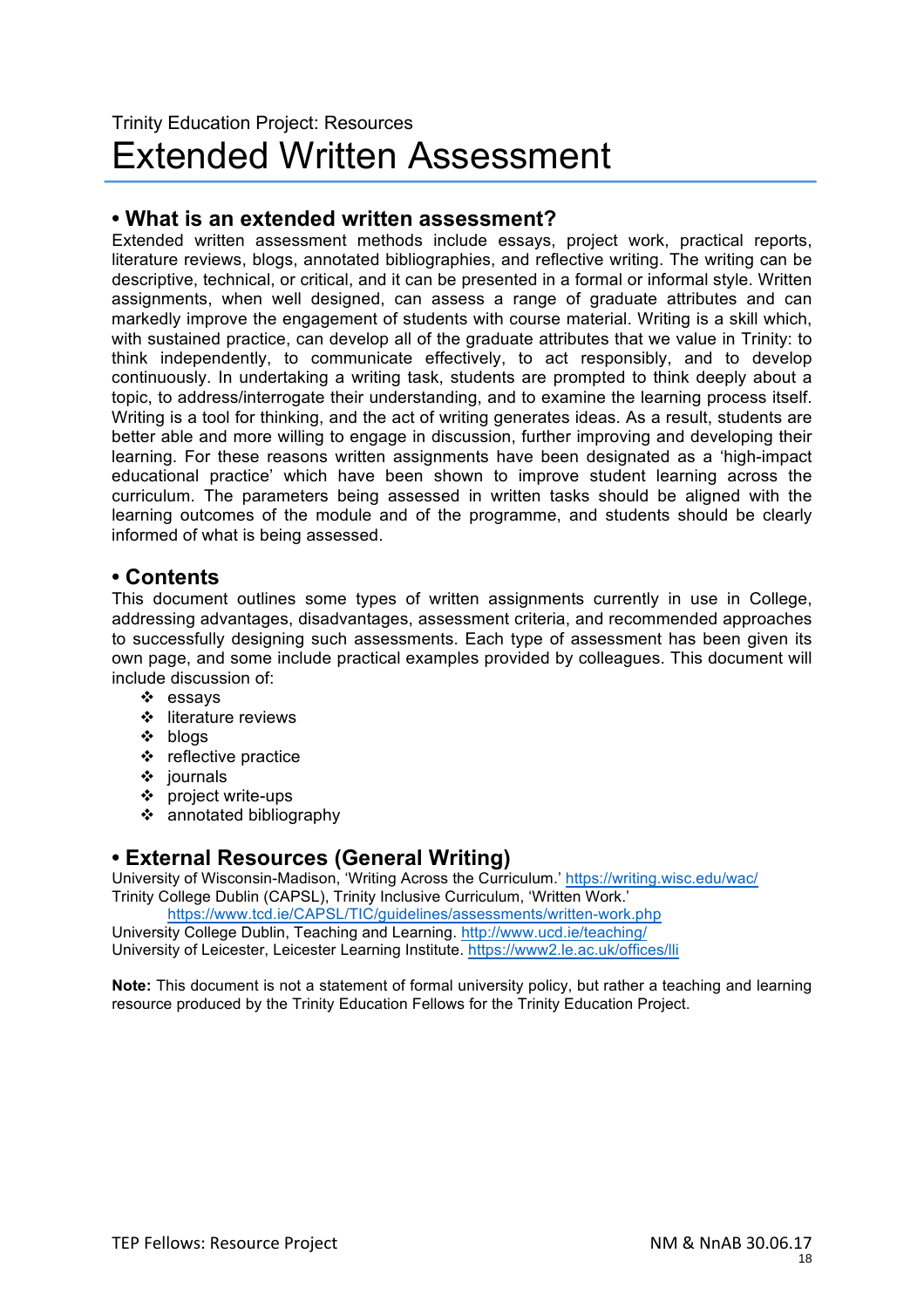Trinity Education Project: Resources

# Extended Written Assessment

## • What is an extended written assessment?

Extended written assessment methods include essays, project work, practical reports, literature reviews, blogs, annotated bibliographies, and reflective writing. The writing can be descriptive, technical, or critical, and it can be presented in a formal or informal style. Written assignments, when well designed, can assess a range of graduate attributes and can markedly improve the engagement of students with course material. Writing is a skill which, with sustained practice, can develop all of the graduate attributes that we value in Trinity: to think independently, to communicate effectively, to act responsibly, and to develop continuously. In undertaking a writing task, students are prompted to think deeply about a topic, to address/interrogate their understanding, and to examine the learning process itself. Writing is a tool for thinking, and the act of writing generates ideas. As a result, students are better able and more willing to engage in discussion, further improving and developing their learning. For these reasons written assignments have been designated as a 'high-impact educational practice' which have been shown to improve student learning across the curriculum. The parameters being assessed in written tasks should be aligned with the learning outcomes of the module and of the programme, and students should be clearly informed of what is being assessed.

## • Contents

This document outlines some types of written assignments currently in use in College, addressing advantages, disadvantages, assessment criteria, and recommended approaches to successfully designing such assessments. Each type of assessment has been given its own page, and some include practical examples provided by colleagues. This document will include discussion of:

- essays
- literature reviews
- blogs
- reflective practice
- journals
- project write-ups
- annotated bibliography

## • External Resources (General Writing)

University of Wisconsin-Madison, 'Writing Across the Curriculum.' https://writing.wisc.edu/wac/
Trinity College Dublin (CAPSL), Trinity Inclusive Curriculum, 'Written Work.'
https://www.tcd.ie/CAPSL/TIC/guidelines/assessments/written-work.php
University College Dublin, Teaching and Learning. http://www.ucd.ie/teaching/
University of Leicester, Leicester Learning Institute. https://www2.le.ac.uk/offices/lli

**Note:** This document is not a statement of formal university policy, but rather a teaching and learning resource produced by the Trinity Education Fellows for the Trinity Education Project.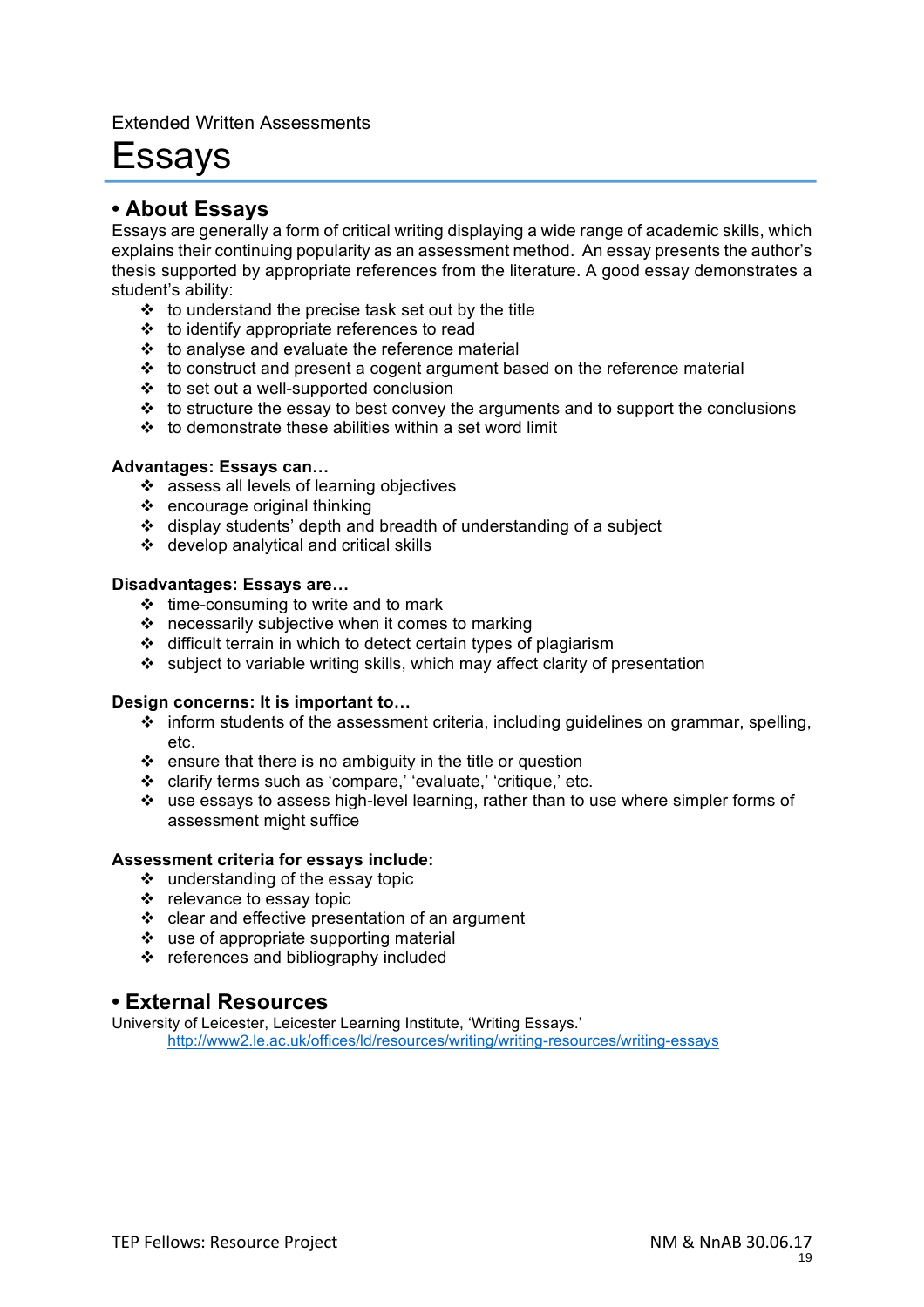Extended Written Assessments

# Essays

## • About Essays

Essays are generally a form of critical writing displaying a wide range of academic skills, which explains their continuing popularity as an assessment method. An essay presents the author's thesis supported by appropriate references from the literature. A good essay demonstrates a student's ability:

- to understand the precise task set out by the title
- to identify appropriate references to read
- to analyse and evaluate the reference material
- to construct and present a cogent argument based on the reference material
- to set out a well-supported conclusion
- to structure the essay to best convey the arguments and to support the conclusions
- to demonstrate these abilities within a set word limit

**Advantages: Essays can…**

- assess all levels of learning objectives
- encourage original thinking
- display students' depth and breadth of understanding of a subject
- develop analytical and critical skills

**Disadvantages: Essays are…**

- time-consuming to write and to mark
- necessarily subjective when it comes to marking
- difficult terrain in which to detect certain types of plagiarism
- subject to variable writing skills, which may affect clarity of presentation

**Design concerns: It is important to…**

- inform students of the assessment criteria, including guidelines on grammar, spelling, etc.
- ensure that there is no ambiguity in the title or question
- clarify terms such as 'compare,' 'evaluate,' 'critique,' etc.
- use essays to assess high-level learning, rather than to use where simpler forms of assessment might suffice

**Assessment criteria for essays include:**

- understanding of the essay topic
- relevance to essay topic
- clear and effective presentation of an argument
- use of appropriate supporting material
- references and bibliography included

## • External Resources

University of Leicester, Leicester Learning Institute, 'Writing Essays.'
http://www2.le.ac.uk/offices/ld/resources/writing/writing-resources/writing-essays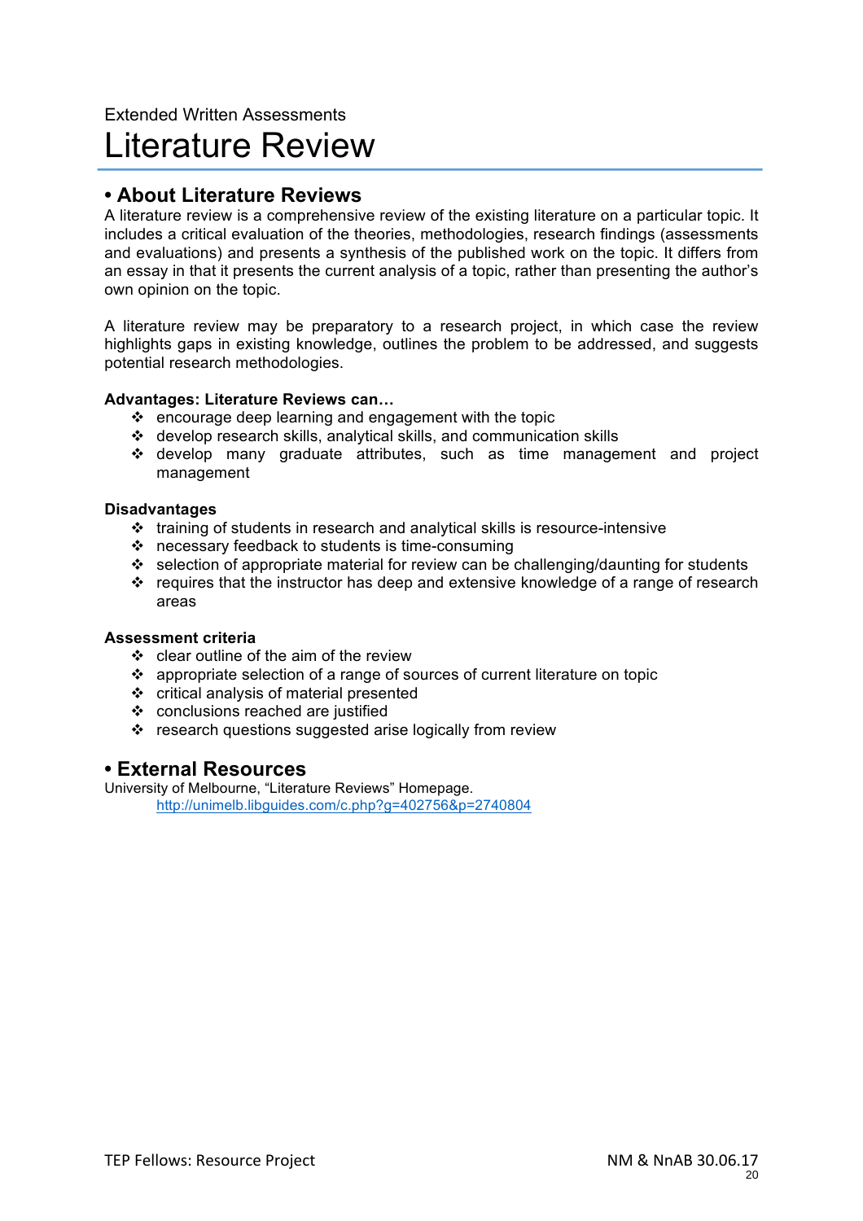Extended Written Assessments

# Literature Review

## • About Literature Reviews

A literature review is a comprehensive review of the existing literature on a particular topic. It includes a critical evaluation of the theories, methodologies, research findings (assessments and evaluations) and presents a synthesis of the published work on the topic. It differs from an essay in that it presents the current analysis of a topic, rather than presenting the author's own opinion on the topic.

A literature review may be preparatory to a research project, in which case the review highlights gaps in existing knowledge, outlines the problem to be addressed, and suggests potential research methodologies.

**Advantages: Literature Reviews can…**

- encourage deep learning and engagement with the topic
- develop research skills, analytical skills, and communication skills
- develop many graduate attributes, such as time management and project management

**Disadvantages**

- training of students in research and analytical skills is resource-intensive
- necessary feedback to students is time-consuming
- selection of appropriate material for review can be challenging/daunting for students
- requires that the instructor has deep and extensive knowledge of a range of research areas

**Assessment criteria**

- clear outline of the aim of the review
- appropriate selection of a range of sources of current literature on topic
- critical analysis of material presented
- conclusions reached are justified
- research questions suggested arise logically from review

## • External Resources

University of Melbourne, "Literature Reviews" Homepage.
http://unimelb.libguides.com/c.php?g=402756&p=2740804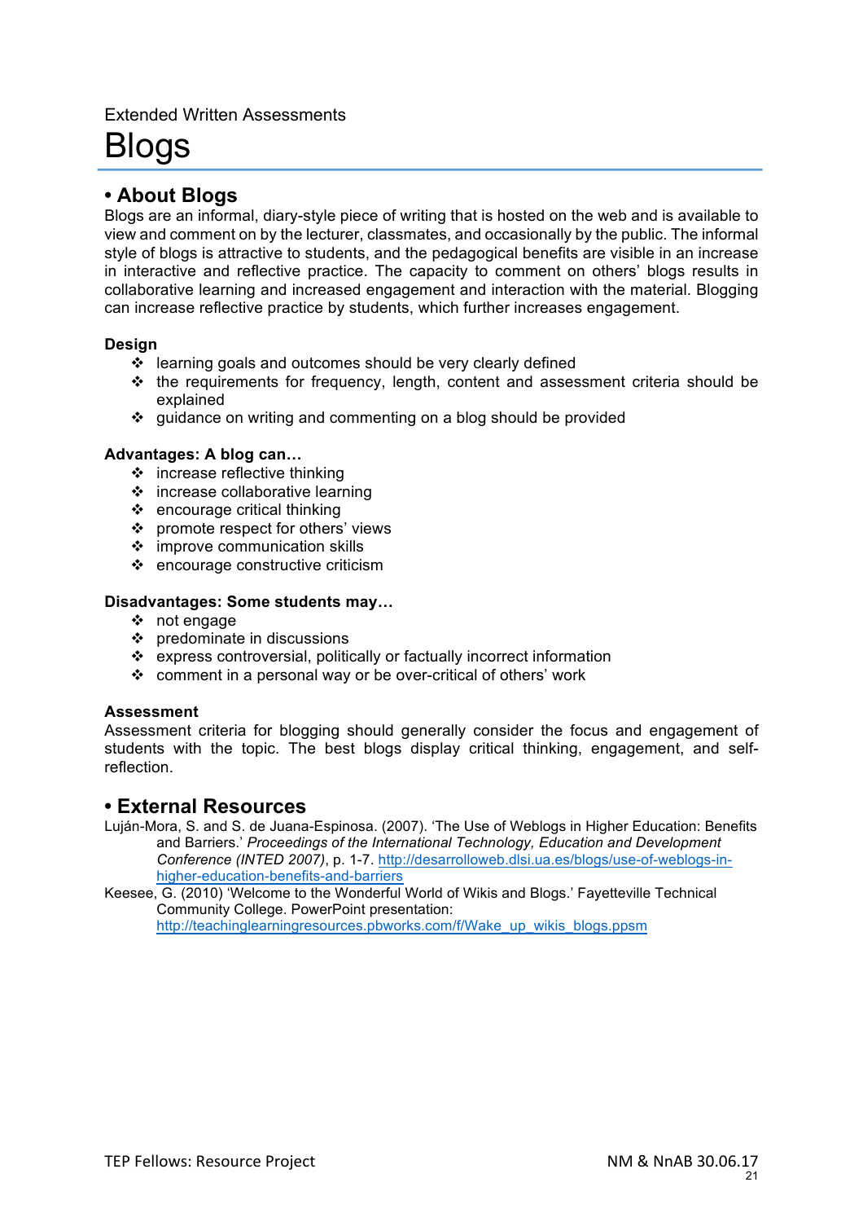Extended Written Assessments

# Blogs

## • About Blogs

Blogs are an informal, diary-style piece of writing that is hosted on the web and is available to view and comment on by the lecturer, classmates, and occasionally by the public. The informal style of blogs is attractive to students, and the pedagogical benefits are visible in an increase in interactive and reflective practice. The capacity to comment on others' blogs results in collaborative learning and increased engagement and interaction with the material. Blogging can increase reflective practice by students, which further increases engagement.

### Design

- learning goals and outcomes should be very clearly defined
- the requirements for frequency, length, content and assessment criteria should be explained
- guidance on writing and commenting on a blog should be provided

### Advantages: A blog can…

- increase reflective thinking
- increase collaborative learning
- encourage critical thinking
- promote respect for others' views
- improve communication skills
- encourage constructive criticism

### Disadvantages: Some students may…

- not engage
- predominate in discussions
- express controversial, politically or factually incorrect information
- comment in a personal way or be over-critical of others' work

### Assessment

Assessment criteria for blogging should generally consider the focus and engagement of students with the topic. The best blogs display critical thinking, engagement, and self-reflection.

## • External Resources

Luján-Mora, S. and S. de Juana-Espinosa. (2007). 'The Use of Weblogs in Higher Education: Benefits and Barriers.' *Proceedings of the International Technology, Education and Development Conference (INTED 2007)*, p. 1-7. http://desarrolloweb.dlsi.ua.es/blogs/use-of-weblogs-in-higher-education-benefits-and-barriers

Keesee, G. (2010) 'Welcome to the Wonderful World of Wikis and Blogs.' Fayetteville Technical Community College. PowerPoint presentation: http://teachinglearningresources.pbworks.com/f/Wake_up_wikis_blogs.ppsm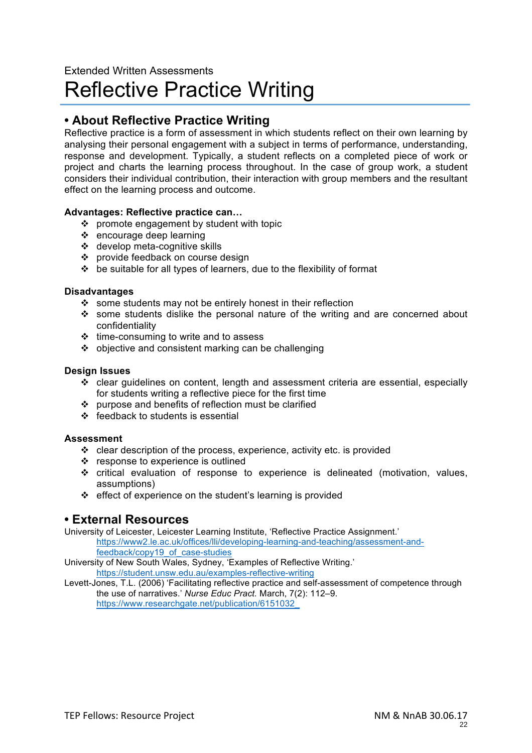Extended Written Assessments

# Reflective Practice Writing

## • About Reflective Practice Writing

Reflective practice is a form of assessment in which students reflect on their own learning by analysing their personal engagement with a subject in terms of performance, understanding, response and development. Typically, a student reflects on a completed piece of work or project and charts the learning process throughout. In the case of group work, a student considers their individual contribution, their interaction with group members and the resultant effect on the learning process and outcome.

**Advantages: Reflective practice can…**

- promote engagement by student with topic
- encourage deep learning
- develop meta-cognitive skills
- provide feedback on course design
- be suitable for all types of learners, due to the flexibility of format

**Disadvantages**

- some students may not be entirely honest in their reflection
- some students dislike the personal nature of the writing and are concerned about confidentiality
- time-consuming to write and to assess
- objective and consistent marking can be challenging

**Design Issues**

- clear guidelines on content, length and assessment criteria are essential, especially for students writing a reflective piece for the first time
- purpose and benefits of reflection must be clarified
- feedback to students is essential

**Assessment**

- clear description of the process, experience, activity etc. is provided
- response to experience is outlined
- critical evaluation of response to experience is delineated (motivation, values, assumptions)
- effect of experience on the student's learning is provided

## • External Resources

University of Leicester, Leicester Learning Institute, 'Reflective Practice Assignment.'
https://www2.le.ac.uk/offices/lli/developing-learning-and-teaching/assessment-and-feedback/copy19_of_case-studies

University of New South Wales, Sydney, 'Examples of Reflective Writing.'
https://student.unsw.edu.au/examples-reflective-writing

Levett-Jones, T.L. (2006) 'Facilitating reflective practice and self-assessment of competence through the use of narratives.' *Nurse Educ Pract.* March, 7(2): 112–9.
https://www.researchgate.net/publication/6151032_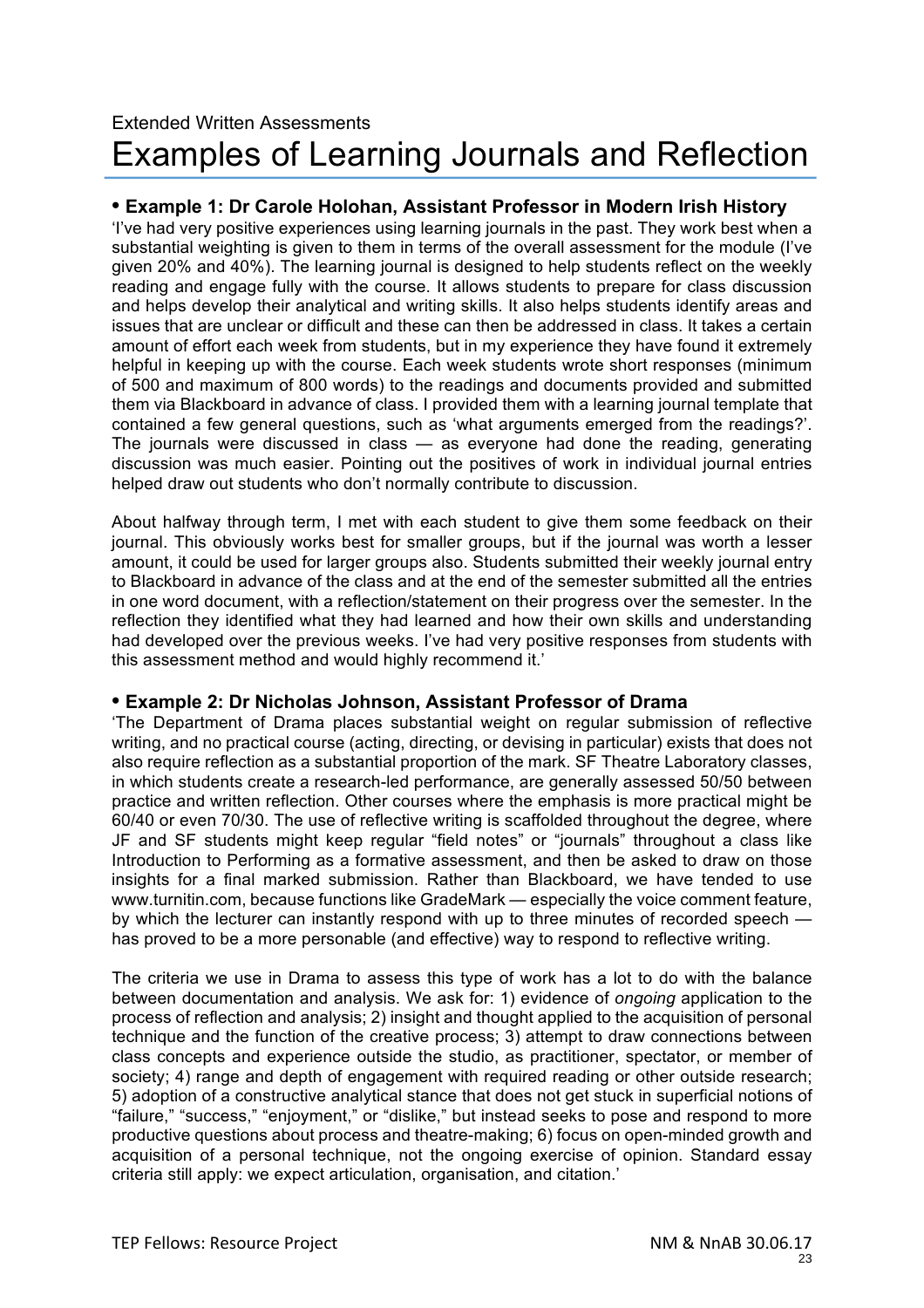Extended Written Assessments

# Examples of Learning Journals and Reflection

### • Example 1: Dr Carole Holohan, Assistant Professor in Modern Irish History

'I've had very positive experiences using learning journals in the past. They work best when a substantial weighting is given to them in terms of the overall assessment for the module (I've given 20% and 40%). The learning journal is designed to help students reflect on the weekly reading and engage fully with the course. It allows students to prepare for class discussion and helps develop their analytical and writing skills. It also helps students identify areas and issues that are unclear or difficult and these can then be addressed in class. It takes a certain amount of effort each week from students, but in my experience they have found it extremely helpful in keeping up with the course. Each week students wrote short responses (minimum of 500 and maximum of 800 words) to the readings and documents provided and submitted them via Blackboard in advance of class. I provided them with a learning journal template that contained a few general questions, such as 'what arguments emerged from the readings?'. The journals were discussed in class — as everyone had done the reading, generating discussion was much easier. Pointing out the positives of work in individual journal entries helped draw out students who don't normally contribute to discussion.

About halfway through term, I met with each student to give them some feedback on their journal. This obviously works best for smaller groups, but if the journal was worth a lesser amount, it could be used for larger groups also. Students submitted their weekly journal entry to Blackboard in advance of the class and at the end of the semester submitted all the entries in one word document, with a reflection/statement on their progress over the semester. In the reflection they identified what they had learned and how their own skills and understanding had developed over the previous weeks. I've had very positive responses from students with this assessment method and would highly recommend it.'

### • Example 2: Dr Nicholas Johnson, Assistant Professor of Drama

'The Department of Drama places substantial weight on regular submission of reflective writing, and no practical course (acting, directing, or devising in particular) exists that does not also require reflection as a substantial proportion of the mark. SF Theatre Laboratory classes, in which students create a research-led performance, are generally assessed 50/50 between practice and written reflection. Other courses where the emphasis is more practical might be 60/40 or even 70/30. The use of reflective writing is scaffolded throughout the degree, where JF and SF students might keep regular "field notes" or "journals" throughout a class like Introduction to Performing as a formative assessment, and then be asked to draw on those insights for a final marked submission. Rather than Blackboard, we have tended to use www.turnitin.com, because functions like GradeMark — especially the voice comment feature, by which the lecturer can instantly respond with up to three minutes of recorded speech — has proved to be a more personable (and effective) way to respond to reflective writing.

The criteria we use in Drama to assess this type of work has a lot to do with the balance between documentation and analysis. We ask for: 1) evidence of *ongoing* application to the process of reflection and analysis; 2) insight and thought applied to the acquisition of personal technique and the function of the creative process; 3) attempt to draw connections between class concepts and experience outside the studio, as practitioner, spectator, or member of society; 4) range and depth of engagement with required reading or other outside research; 5) adoption of a constructive analytical stance that does not get stuck in superficial notions of "failure," "success," "enjoyment," or "dislike," but instead seeks to pose and respond to more productive questions about process and theatre-making; 6) focus on open-minded growth and acquisition of a personal technique, not the ongoing exercise of opinion. Standard essay criteria still apply: we expect articulation, organisation, and citation.'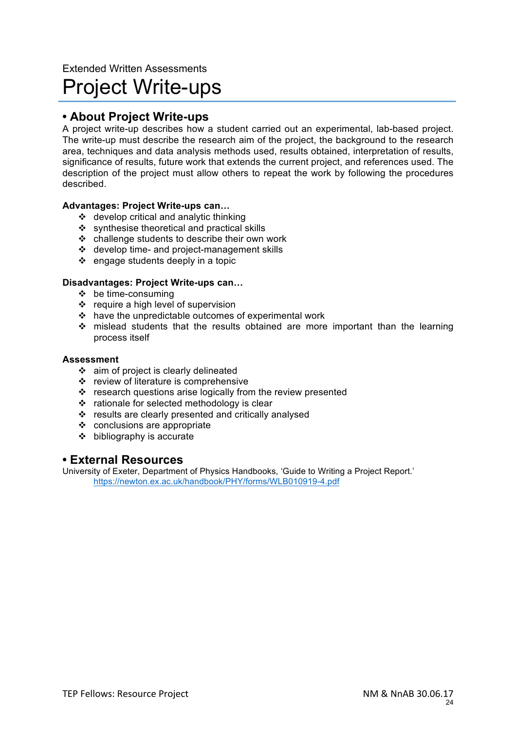Extended Written Assessments

# Project Write-ups

## • About Project Write-ups

A project write-up describes how a student carried out an experimental, lab-based project. The write-up must describe the research aim of the project, the background to the research area, techniques and data analysis methods used, results obtained, interpretation of results, significance of results, future work that extends the current project, and references used. The description of the project must allow others to repeat the work by following the procedures described.

**Advantages: Project Write-ups can…**

- develop critical and analytic thinking
- synthesise theoretical and practical skills
- challenge students to describe their own work
- develop time- and project-management skills
- engage students deeply in a topic

**Disadvantages: Project Write-ups can…**

- be time-consuming
- require a high level of supervision
- have the unpredictable outcomes of experimental work
- mislead students that the results obtained are more important than the learning process itself

**Assessment**

- aim of project is clearly delineated
- review of literature is comprehensive
- research questions arise logically from the review presented
- rationale for selected methodology is clear
- results are clearly presented and critically analysed
- conclusions are appropriate
- bibliography is accurate

## • External Resources

University of Exeter, Department of Physics Handbooks, 'Guide to Writing a Project Report.'
https://newton.ex.ac.uk/handbook/PHY/forms/WLB010919-4.pdf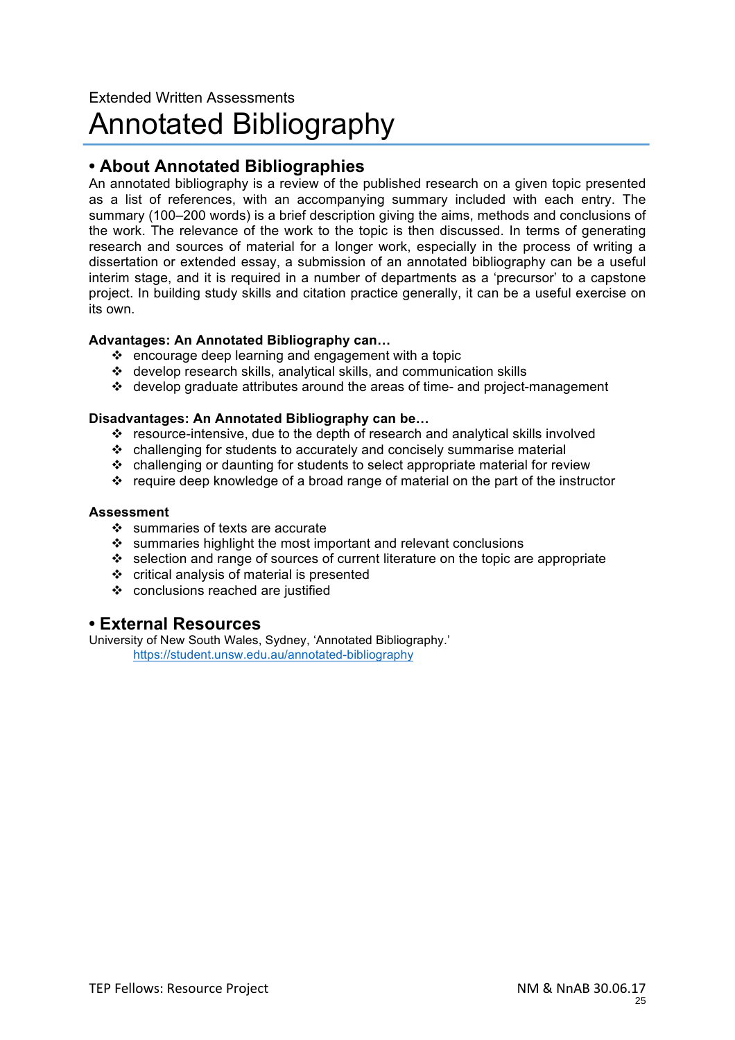Extended Written Assessments

# Annotated Bibliography

## • About Annotated Bibliographies

An annotated bibliography is a review of the published research on a given topic presented as a list of references, with an accompanying summary included with each entry. The summary (100–200 words) is a brief description giving the aims, methods and conclusions of the work. The relevance of the work to the topic is then discussed. In terms of generating research and sources of material for a longer work, especially in the process of writing a dissertation or extended essay, a submission of an annotated bibliography can be a useful interim stage, and it is required in a number of departments as a 'precursor' to a capstone project. In building study skills and citation practice generally, it can be a useful exercise on its own.

**Advantages: An Annotated Bibliography can…**

- encourage deep learning and engagement with a topic
- develop research skills, analytical skills, and communication skills
- develop graduate attributes around the areas of time- and project-management

**Disadvantages: An Annotated Bibliography can be…**

- resource-intensive, due to the depth of research and analytical skills involved
- challenging for students to accurately and concisely summarise material
- challenging or daunting for students to select appropriate material for review
- require deep knowledge of a broad range of material on the part of the instructor

**Assessment**

- summaries of texts are accurate
- summaries highlight the most important and relevant conclusions
- selection and range of sources of current literature on the topic are appropriate
- critical analysis of material is presented
- conclusions reached are justified

## • External Resources

University of New South Wales, Sydney, 'Annotated Bibliography.'
https://student.unsw.edu.au/annotated-bibliography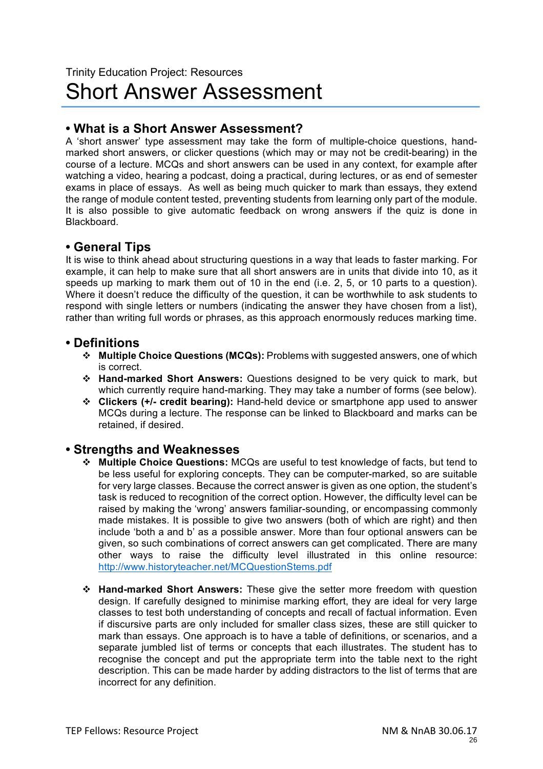Trinity Education Project: Resources

# Short Answer Assessment

## • What is a Short Answer Assessment?

A 'short answer' type assessment may take the form of multiple-choice questions, hand-marked short answers, or clicker questions (which may or may not be credit-bearing) in the course of a lecture. MCQs and short answers can be used in any context, for example after watching a video, hearing a podcast, doing a practical, during lectures, or as end of semester exams in place of essays. As well as being much quicker to mark than essays, they extend the range of module content tested, preventing students from learning only part of the module. It is also possible to give automatic feedback on wrong answers if the quiz is done in Blackboard.

## • General Tips

It is wise to think ahead about structuring questions in a way that leads to faster marking. For example, it can help to make sure that all short answers are in units that divide into 10, as it speeds up marking to mark them out of 10 in the end (i.e. 2, 5, or 10 parts to a question). Where it doesn't reduce the difficulty of the question, it can be worthwhile to ask students to respond with single letters or numbers (indicating the answer they have chosen from a list), rather than writing full words or phrases, as this approach enormously reduces marking time.

## • Definitions

- **Multiple Choice Questions (MCQs):** Problems with suggested answers, one of which is correct.
- **Hand-marked Short Answers:** Questions designed to be very quick to mark, but which currently require hand-marking. They may take a number of forms (see below).
- **Clickers (+/- credit bearing):** Hand-held device or smartphone app used to answer MCQs during a lecture. The response can be linked to Blackboard and marks can be retained, if desired.

## • Strengths and Weaknesses

- **Multiple Choice Questions:** MCQs are useful to test knowledge of facts, but tend to be less useful for exploring concepts. They can be computer-marked, so are suitable for very large classes. Because the correct answer is given as one option, the student's task is reduced to recognition of the correct option. However, the difficulty level can be raised by making the 'wrong' answers familiar-sounding, or encompassing commonly made mistakes. It is possible to give two answers (both of which are right) and then include 'both a and b' as a possible answer. More than four optional answers can be given, so such combinations of correct answers can get complicated. There are many other ways to raise the difficulty level illustrated in this online resource: http://www.historyteacher.net/MCQuestionStems.pdf

- **Hand-marked Short Answers:** These give the setter more freedom with question design. If carefully designed to minimise marking effort, they are ideal for very large classes to test both understanding of concepts and recall of factual information. Even if discursive parts are only included for smaller class sizes, these are still quicker to mark than essays. One approach is to have a table of definitions, or scenarios, and a separate jumbled list of terms or concepts that each illustrates. The student has to recognise the concept and put the appropriate term into the table next to the right description. This can be made harder by adding distractors to the list of terms that are incorrect for any definition.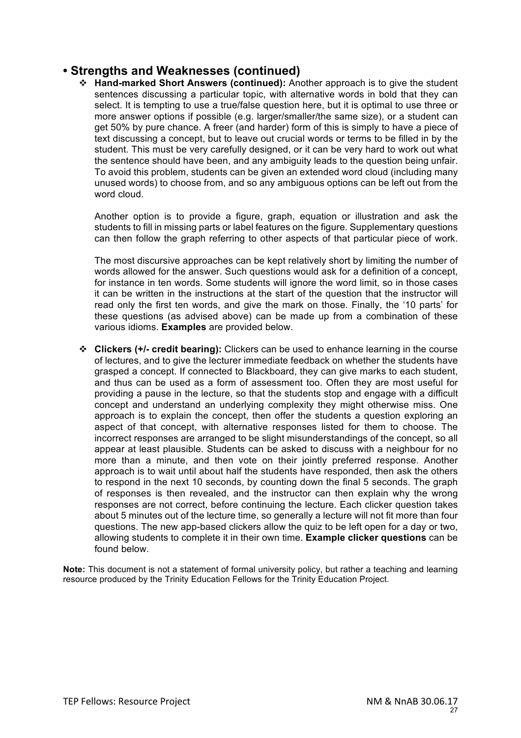## • Strengths and Weaknesses (continued)

- **Hand-marked Short Answers (continued):** Another approach is to give the student sentences discussing a particular topic, with alternative words in bold that they can select. It is tempting to use a true/false question here, but it is optimal to use three or more answer options if possible (e.g. larger/smaller/the same size), or a student can get 50% by pure chance. A freer (and harder) form of this is simply to have a piece of text discussing a concept, but to leave out crucial words or terms to be filled in by the student. This must be very carefully designed, or it can be very hard to work out what the sentence should have been, and any ambiguity leads to the question being unfair. To avoid this problem, students can be given an extended word cloud (including many unused words) to choose from, and so any ambiguous options can be left out from the word cloud.

  Another option is to provide a figure, graph, equation or illustration and ask the students to fill in missing parts or label features on the figure. Supplementary questions can then follow the graph referring to other aspects of that particular piece of work.

  The most discursive approaches can be kept relatively short by limiting the number of words allowed for the answer. Such questions would ask for a definition of a concept, for instance in ten words. Some students will ignore the word limit, so in those cases it can be written in the instructions at the start of the question that the instructor will read only the first ten words, and give the mark on those. Finally, the '10 parts' for these questions (as advised above) can be made up from a combination of these various idioms. **Examples** are provided below.

- **Clickers (+/- credit bearing):** Clickers can be used to enhance learning in the course of lectures, and to give the lecturer immediate feedback on whether the students have grasped a concept. If connected to Blackboard, they can give marks to each student, and thus can be used as a form of assessment too. Often they are most useful for providing a pause in the lecture, so that the students stop and engage with a difficult concept and understand an underlying complexity they might otherwise miss. One approach is to explain the concept, then offer the students a question exploring an aspect of that concept, with alternative responses listed for them to choose. The incorrect responses are arranged to be slight misunderstandings of the concept, so all appear at least plausible. Students can be asked to discuss with a neighbour for no more than a minute, and then vote on their jointly preferred response. Another approach is to wait until about half the students have responded, then ask the others to respond in the next 10 seconds, by counting down the final 5 seconds. The graph of responses is then revealed, and the instructor can then explain why the wrong responses are not correct, before continuing the lecture. Each clicker question takes about 5 minutes out of the lecture time, so generally a lecture will not fit more than four questions. The new app-based clickers allow the quiz to be left open for a day or two, allowing students to complete it in their own time. **Example clicker questions** can be found below.

**Note:** This document is not a statement of formal university policy, but rather a teaching and learning resource produced by the Trinity Education Fellows for the Trinity Education Project.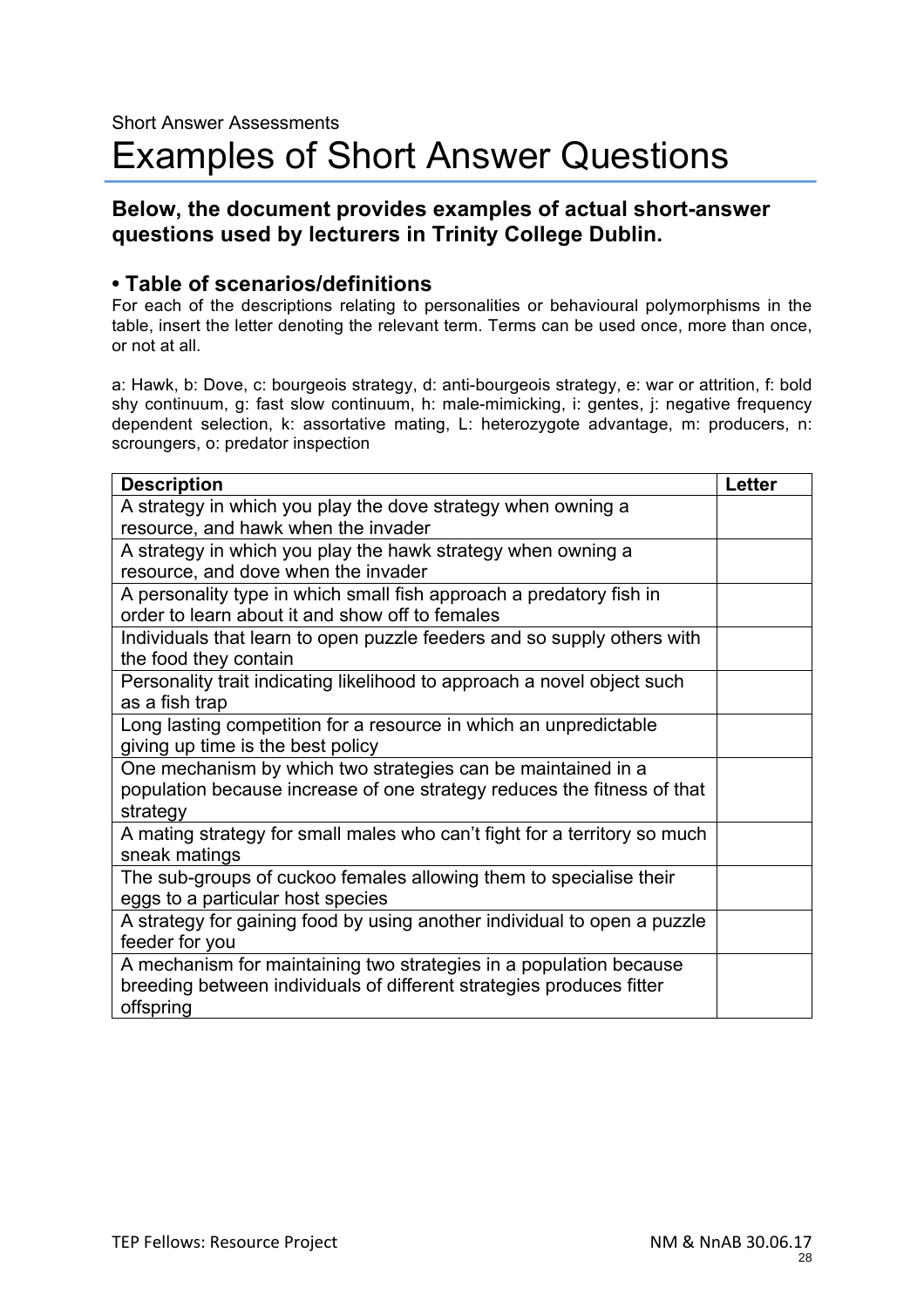Short Answer Assessments

# Examples of Short Answer Questions

### Below, the document provides examples of actual short-answer questions used by lecturers in Trinity College Dublin.

### • Table of scenarios/definitions

For each of the descriptions relating to personalities or behavioural polymorphisms in the table, insert the letter denoting the relevant term. Terms can be used once, more than once, or not at all.

a: Hawk, b: Dove, c: bourgeois strategy, d: anti-bourgeois strategy, e: war or attrition, f: bold shy continuum, g: fast slow continuum, h: male-mimicking, i: gentes, j: negative frequency dependent selection, k: assortative mating, L: heterozygote advantage, m: producers, n: scroungers, o: predator inspection

| Description | Letter |
|---|---|
| A strategy in which you play the dove strategy when owning a resource, and hawk when the invader | |
| A strategy in which you play the hawk strategy when owning a resource, and dove when the invader | |
| A personality type in which small fish approach a predatory fish in order to learn about it and show off to females | |
| Individuals that learn to open puzzle feeders and so supply others with the food they contain | |
| Personality trait indicating likelihood to approach a novel object such as a fish trap | |
| Long lasting competition for a resource in which an unpredictable giving up time is the best policy | |
| One mechanism by which two strategies can be maintained in a population because increase of one strategy reduces the fitness of that strategy | |
| A mating strategy for small males who can't fight for a territory so much sneak matings | |
| The sub-groups of cuckoo females allowing them to specialise their eggs to a particular host species | |
| A strategy for gaining food by using another individual to open a puzzle feeder for you | |
| A mechanism for maintaining two strategies in a population because breeding between individuals of different strategies produces fitter offspring | |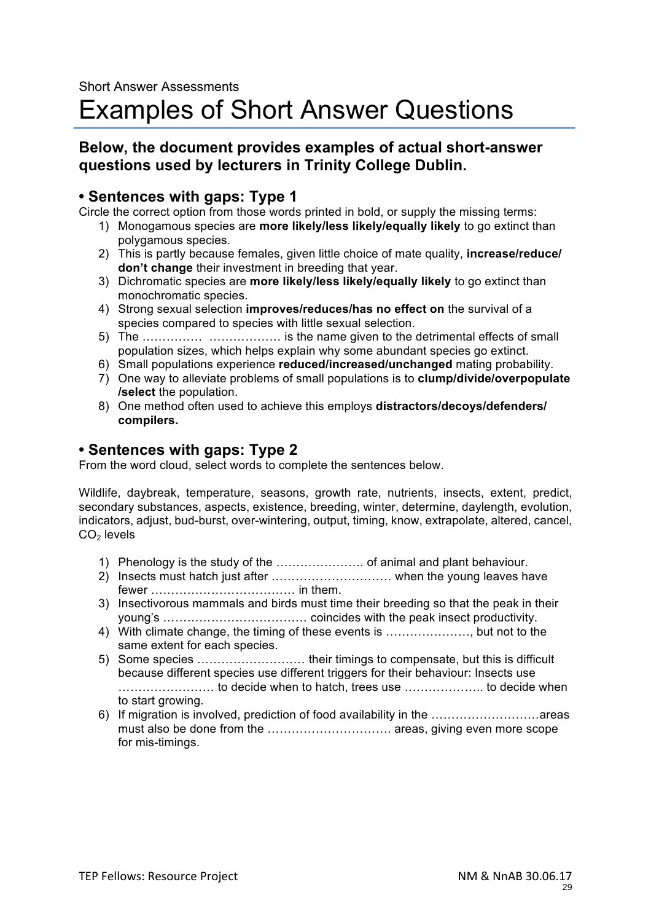Short Answer Assessments

# Examples of Short Answer Questions

### Below, the document provides examples of actual short-answer questions used by lecturers in Trinity College Dublin.

## • Sentences with gaps: Type 1

Circle the correct option from those words printed in bold, or supply the missing terms:

1) Monogamous species are **more likely/less likely/equally likely** to go extinct than polygamous species.
2) This is partly because females, given little choice of mate quality, **increase/reduce/ don't change** their investment in breeding that year.
3) Dichromatic species are **more likely/less likely/equally likely** to go extinct than monochromatic species.
4) Strong sexual selection **improves/reduces/has no effect on** the survival of a species compared to species with little sexual selection.
5) The …………… ……………… is the name given to the detrimental effects of small population sizes, which helps explain why some abundant species go extinct.
6) Small populations experience **reduced/increased/unchanged** mating probability.
7) One way to alleviate problems of small populations is to **clump/divide/overpopulate /select** the population.
8) One method often used to achieve this employs **distractors/decoys/defenders/ compilers.**

## • Sentences with gaps: Type 2

From the word cloud, select words to complete the sentences below.

Wildlife, daybreak, temperature, seasons, growth rate, nutrients, insects, extent, predict, secondary substances, aspects, existence, breeding, winter, determine, daylength, evolution, indicators, adjust, bud-burst, over-wintering, output, timing, know, extrapolate, altered, cancel, $CO_2$ levels

1) Phenology is the study of the …………………. of animal and plant behaviour.
2) Insects must hatch just after ………………………… when the young leaves have fewer ……………………………… in them.
3) Insectivorous mammals and birds must time their breeding so that the peak in their young's ……………………………… coincides with the peak insect productivity.
4) With climate change, the timing of these events is …………………, but not to the same extent for each species.
5) Some species ……………………… their timings to compensate, but this is difficult because different species use different triggers for their behaviour: Insects use …………………… to decide when to hatch, trees use ……………….. to decide when to start growing.
6) If migration is involved, prediction of food availability in the ………………………areas must also be done from the …………………………. areas, giving even more scope for mis-timings.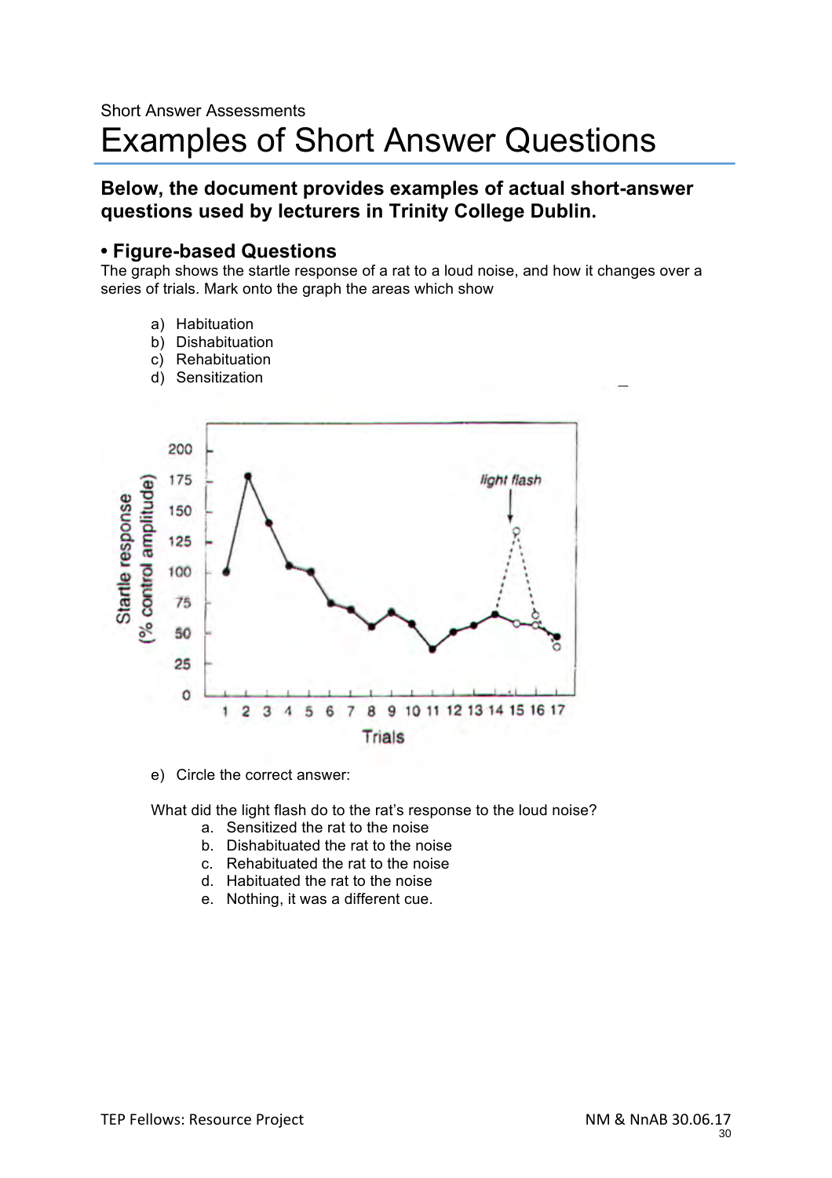Short Answer Assessments

# Examples of Short Answer Questions

**Below, the document provides examples of actual short-answer questions used by lecturers in Trinity College Dublin.**

### • Figure-based Questions

The graph shows the startle response of a rat to a loud noise, and how it changes over a series of trials. Mark onto the graph the areas which show

a) Habituation
b) Dishabituation
c) Rehabituation
d) Sensitization

e) Circle the correct answer:

What did the light flash do to the rat's response to the loud noise?

a. Sensitized the rat to the noise
b. Dishabituated the rat to the noise
c. Rehabituated the rat to the noise
d. Habituated the rat to the noise
e. Nothing, it was a different cue.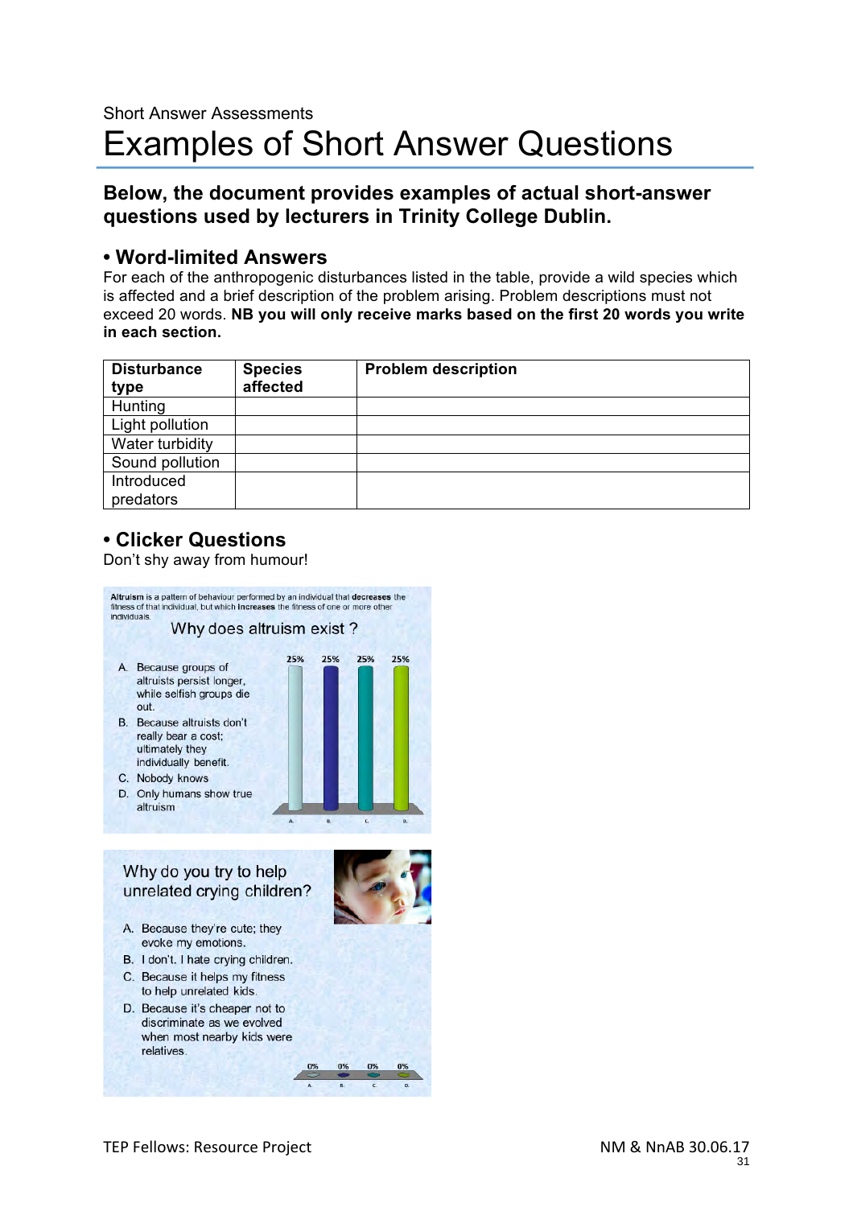Short Answer Assessments

# Examples of Short Answer Questions

## Below, the document provides examples of actual short-answer questions used by lecturers in Trinity College Dublin.

### • Word-limited Answers

For each of the anthropogenic disturbances listed in the table, provide a wild species which is affected and a brief description of the problem arising. Problem descriptions must not exceed 20 words. **NB you will only receive marks based on the first 20 words you write in each section.**

| Disturbance type | Species affected | Problem description |
|---|---|---|
| Hunting | | |
| Light pollution | | |
| Water turbidity | | |
| Sound pollution | | |
| Introduced predators | | |

### • Clicker Questions

Don't shy away from humour!

**Altruism** is a pattern of behaviour performed by an individual that **decreases** the fitness of that individual, but which **increases** the fitness of one or more other individuals.

Why does altruism exist ?

A. Because groups of altruists persist longer, while selfish groups die out.
B. Because altruists don't really bear a cost; ultimately they individually benefit.
C. Nobody knows
D. Only humans show true altruism

25% 25% 25% 25%

Why do you try to help unrelated crying children?

A. Because they're cute; they evoke my emotions.
B. I don't. I hate crying children.
C. Because it helps my fitness to help unrelated kids.
D. Because it's cheaper not to discriminate as we evolved when most nearby kids were relatives.

0% 0% 0% 0%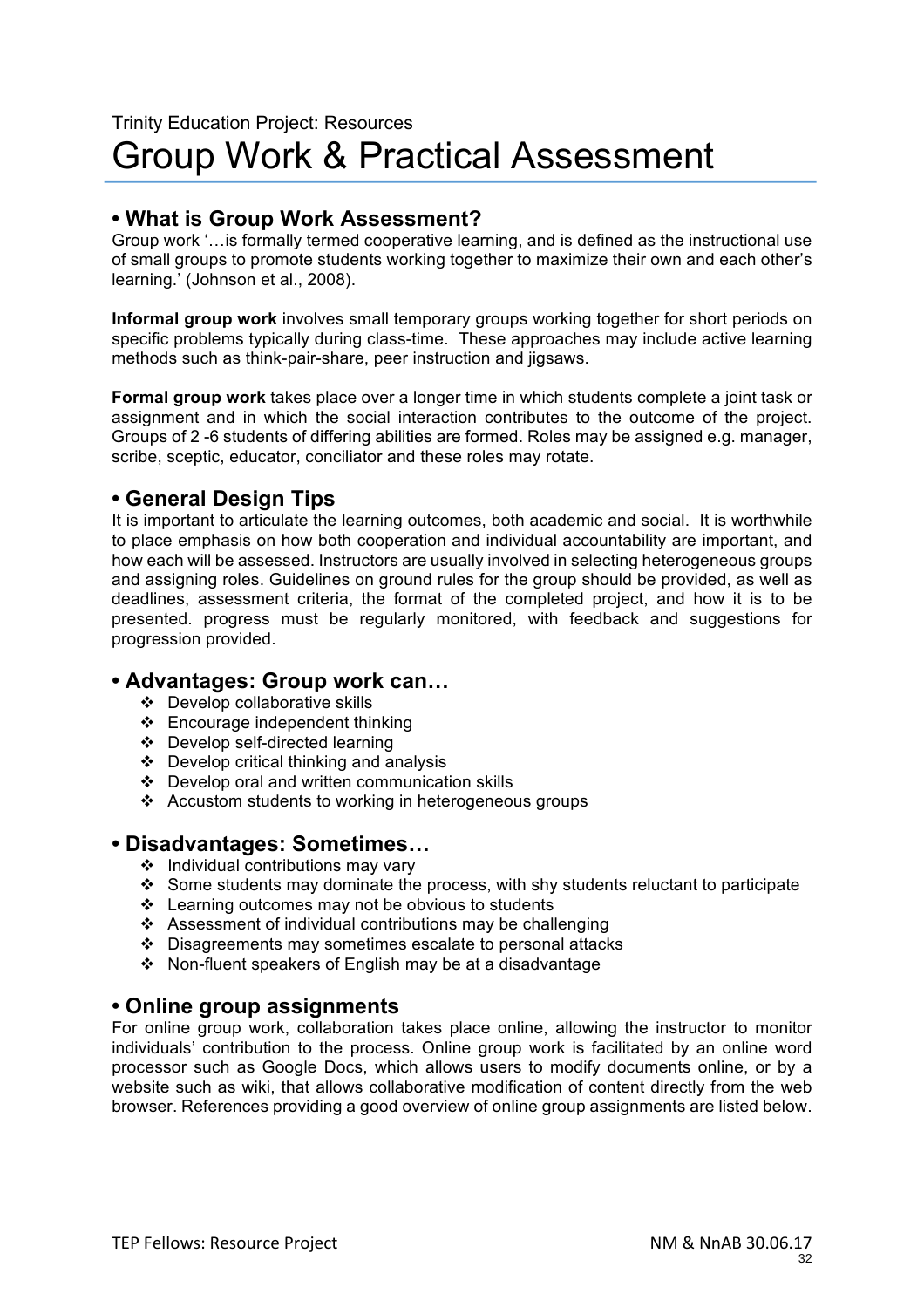Trinity Education Project: Resources

# Group Work & Practical Assessment

## • What is Group Work Assessment?

Group work '…is formally termed cooperative learning, and is defined as the instructional use of small groups to promote students working together to maximize their own and each other's learning.' (Johnson et al., 2008).

**Informal group work** involves small temporary groups working together for short periods on specific problems typically during class-time. These approaches may include active learning methods such as think-pair-share, peer instruction and jigsaws.

**Formal group work** takes place over a longer time in which students complete a joint task or assignment and in which the social interaction contributes to the outcome of the project. Groups of 2 -6 students of differing abilities are formed. Roles may be assigned e.g. manager, scribe, sceptic, educator, conciliator and these roles may rotate.

## • General Design Tips

It is important to articulate the learning outcomes, both academic and social. It is worthwhile to place emphasis on how both cooperation and individual accountability are important, and how each will be assessed. Instructors are usually involved in selecting heterogeneous groups and assigning roles. Guidelines on ground rules for the group should be provided, as well as deadlines, assessment criteria, the format of the completed project, and how it is to be presented. progress must be regularly monitored, with feedback and suggestions for progression provided.

## • Advantages: Group work can…

- Develop collaborative skills
- Encourage independent thinking
- Develop self-directed learning
- Develop critical thinking and analysis
- Develop oral and written communication skills
- Accustom students to working in heterogeneous groups

## • Disadvantages: Sometimes…

- Individual contributions may vary
- Some students may dominate the process, with shy students reluctant to participate
- Learning outcomes may not be obvious to students
- Assessment of individual contributions may be challenging
- Disagreements may sometimes escalate to personal attacks
- Non-fluent speakers of English may be at a disadvantage

## • Online group assignments

For online group work, collaboration takes place online, allowing the instructor to monitor individuals' contribution to the process. Online group work is facilitated by an online word processor such as Google Docs, which allows users to modify documents online, or by a website such as wiki, that allows collaborative modification of content directly from the web browser. References providing a good overview of online group assignments are listed below.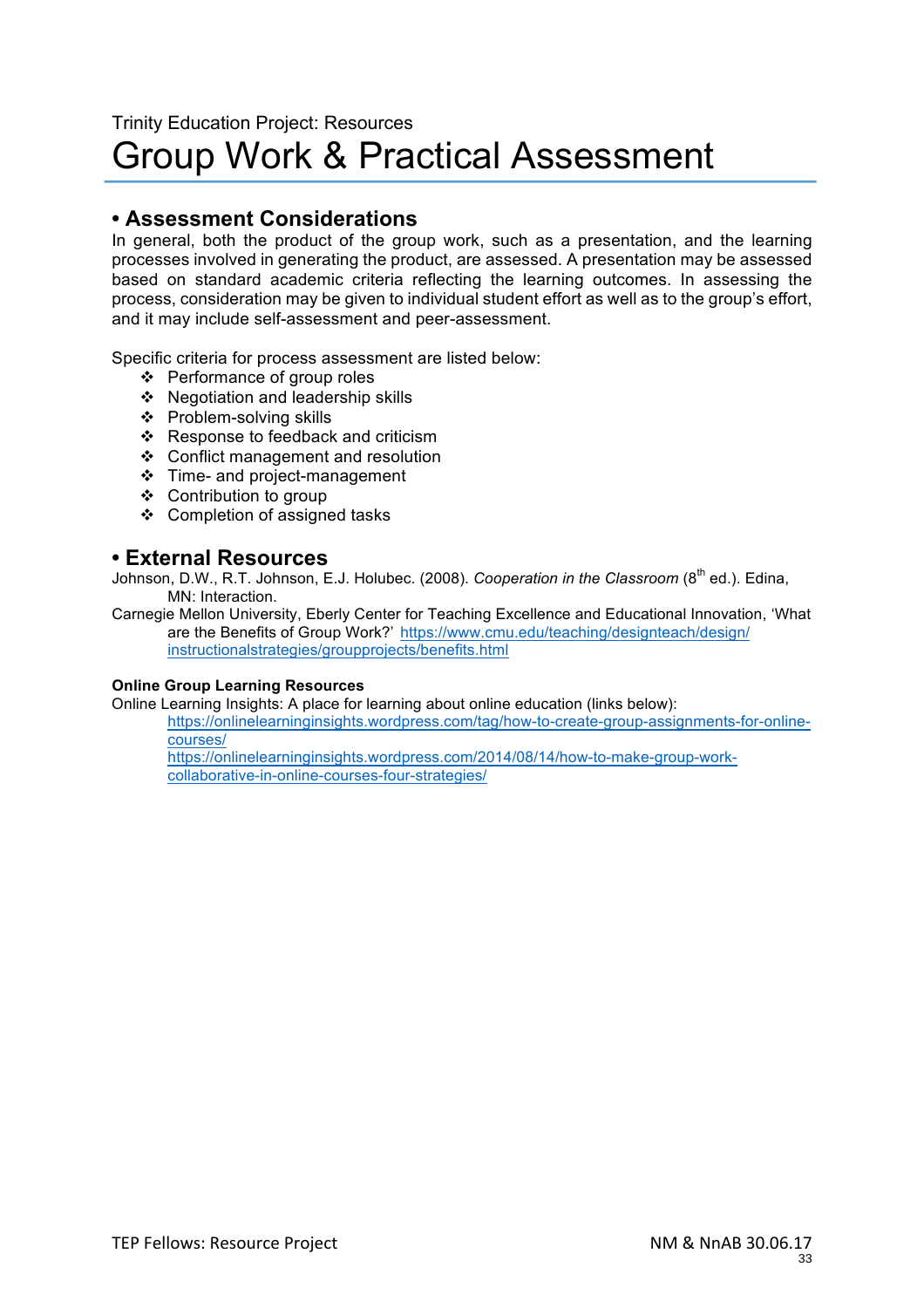Trinity Education Project: Resources

# Group Work & Practical Assessment

## • Assessment Considerations

In general, both the product of the group work, such as a presentation, and the learning processes involved in generating the product, are assessed. A presentation may be assessed based on standard academic criteria reflecting the learning outcomes. In assessing the process, consideration may be given to individual student effort as well as to the group's effort, and it may include self-assessment and peer-assessment.

Specific criteria for process assessment are listed below:

- Performance of group roles
- Negotiation and leadership skills
- Problem-solving skills
- Response to feedback and criticism
- Conflict management and resolution
- Time- and project-management
- Contribution to group
- Completion of assigned tasks

## • External Resources

Johnson, D.W., R.T. Johnson, E.J. Holubec. (2008). *Cooperation in the Classroom* (8th ed.). Edina, MN: Interaction.

Carnegie Mellon University, Eberly Center for Teaching Excellence and Educational Innovation, 'What are the Benefits of Group Work?' https://www.cmu.edu/teaching/designteach/design/instructionalstrategies/groupprojects/benefits.html

**Online Group Learning Resources**

Online Learning Insights: A place for learning about online education (links below):

https://onlinelearninginsights.wordpress.com/tag/how-to-create-group-assignments-for-online-courses/

https://onlinelearninginsights.wordpress.com/2014/08/14/how-to-make-group-work-collaborative-in-online-courses-four-strategies/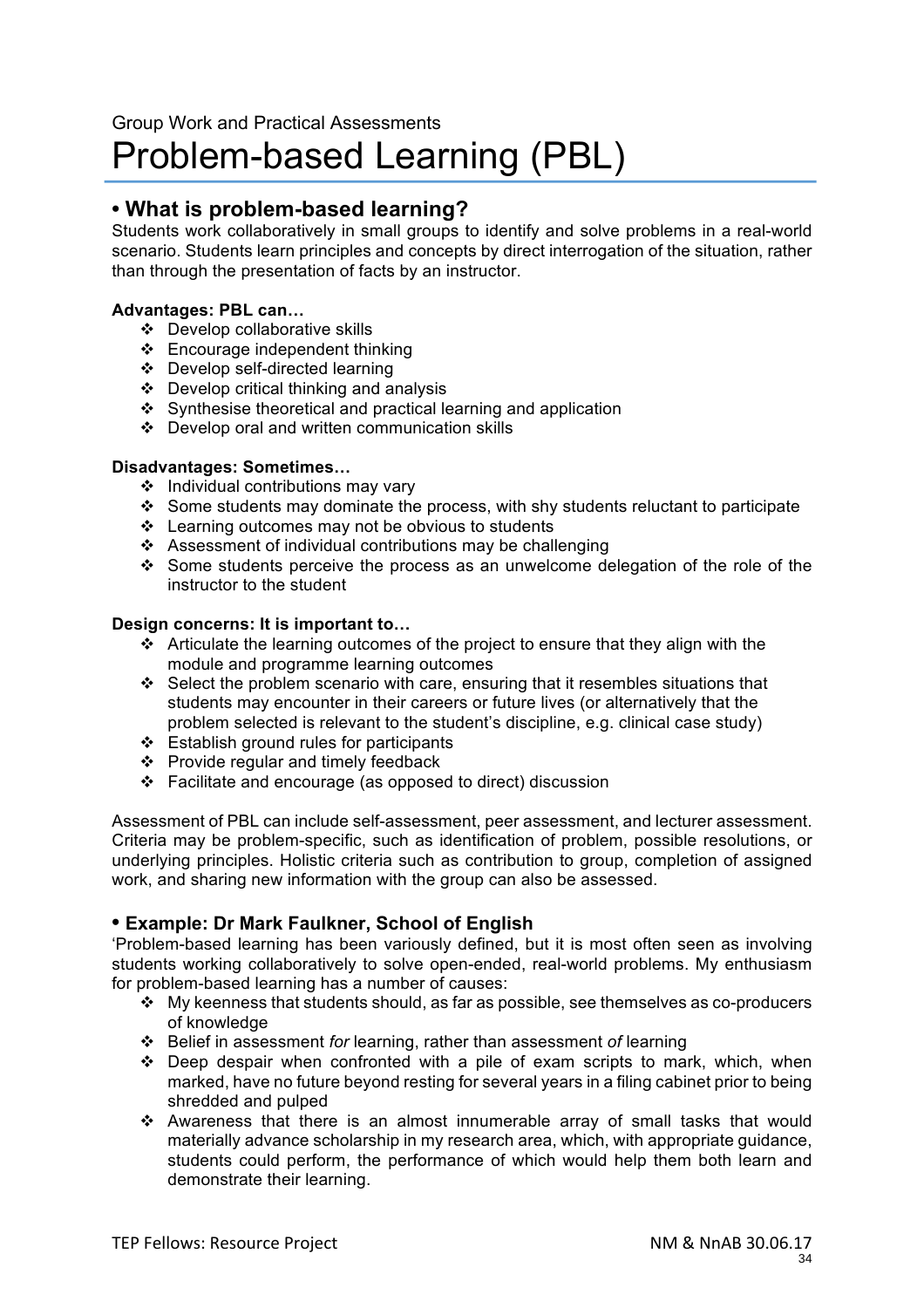Group Work and Practical Assessments

# Problem-based Learning (PBL)

## • What is problem-based learning?

Students work collaboratively in small groups to identify and solve problems in a real-world scenario. Students learn principles and concepts by direct interrogation of the situation, rather than through the presentation of facts by an instructor.

**Advantages: PBL can…**

- ❖ Develop collaborative skills
- ❖ Encourage independent thinking
- ❖ Develop self-directed learning
- ❖ Develop critical thinking and analysis
- ❖ Synthesise theoretical and practical learning and application
- ❖ Develop oral and written communication skills

**Disadvantages: Sometimes…**

- ❖ Individual contributions may vary
- ❖ Some students may dominate the process, with shy students reluctant to participate
- ❖ Learning outcomes may not be obvious to students
- ❖ Assessment of individual contributions may be challenging
- ❖ Some students perceive the process as an unwelcome delegation of the role of the instructor to the student

**Design concerns: It is important to…**

- ❖ Articulate the learning outcomes of the project to ensure that they align with the module and programme learning outcomes
- ❖ Select the problem scenario with care, ensuring that it resembles situations that students may encounter in their careers or future lives (or alternatively that the problem selected is relevant to the student's discipline, e.g. clinical case study)
- ❖ Establish ground rules for participants
- ❖ Provide regular and timely feedback
- ❖ Facilitate and encourage (as opposed to direct) discussion

Assessment of PBL can include self-assessment, peer assessment, and lecturer assessment. Criteria may be problem-specific, such as identification of problem, possible resolutions, or underlying principles. Holistic criteria such as contribution to group, completion of assigned work, and sharing new information with the group can also be assessed.

## • Example: Dr Mark Faulkner, School of English

'Problem-based learning has been variously defined, but it is most often seen as involving students working collaboratively to solve open-ended, real-world problems. My enthusiasm for problem-based learning has a number of causes:

- ❖ My keenness that students should, as far as possible, see themselves as co-producers of knowledge
- ❖ Belief in assessment *for* learning, rather than assessment *of* learning
- ❖ Deep despair when confronted with a pile of exam scripts to mark, which, when marked, have no future beyond resting for several years in a filing cabinet prior to being shredded and pulped
- ❖ Awareness that there is an almost innumerable array of small tasks that would materially advance scholarship in my research area, which, with appropriate guidance, students could perform, the performance of which would help them both learn and demonstrate their learning.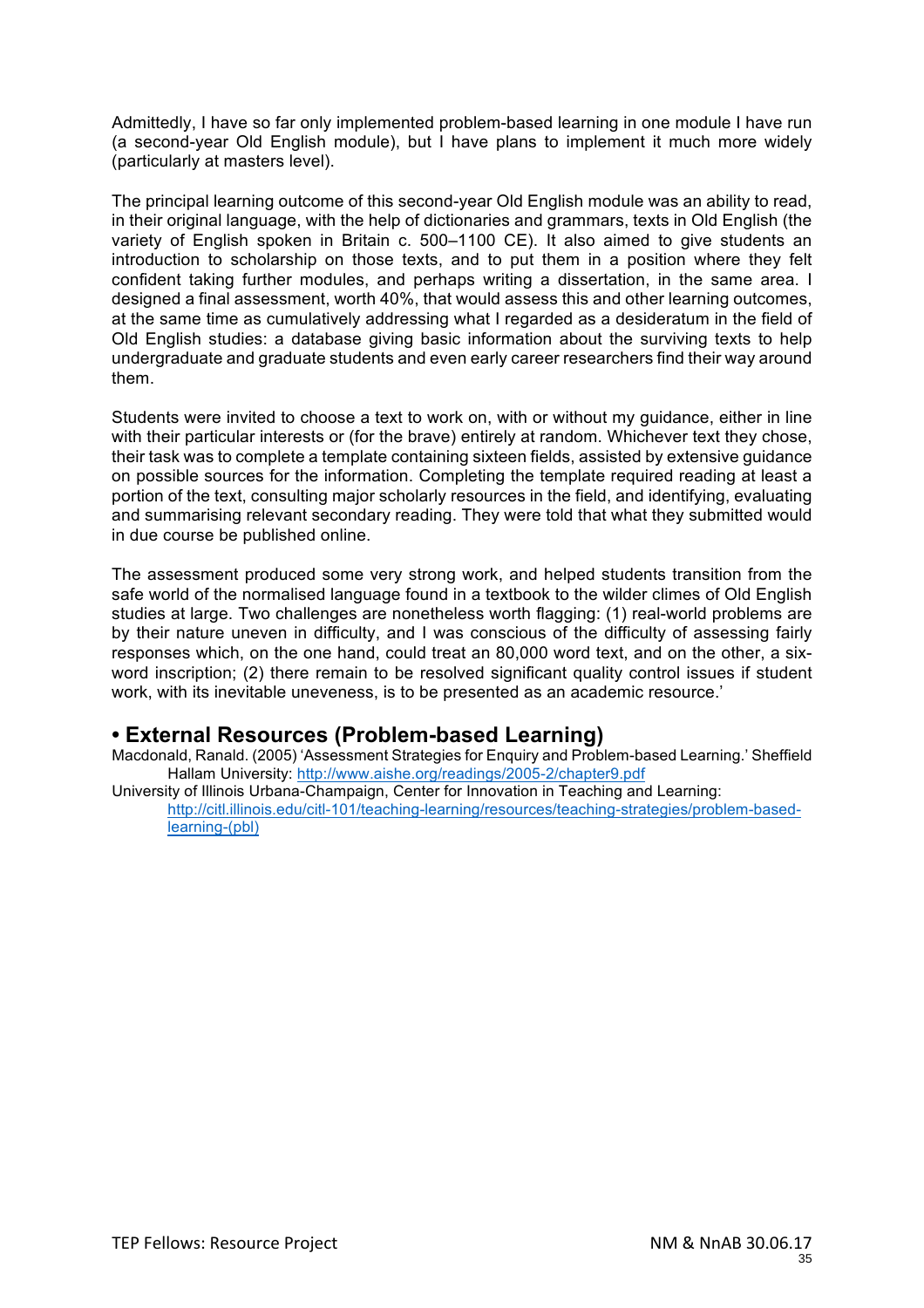Admittedly, I have so far only implemented problem-based learning in one module I have run (a second-year Old English module), but I have plans to implement it much more widely (particularly at masters level).

The principal learning outcome of this second-year Old English module was an ability to read, in their original language, with the help of dictionaries and grammars, texts in Old English (the variety of English spoken in Britain c. 500–1100 CE). It also aimed to give students an introduction to scholarship on those texts, and to put them in a position where they felt confident taking further modules, and perhaps writing a dissertation, in the same area. I designed a final assessment, worth 40%, that would assess this and other learning outcomes, at the same time as cumulatively addressing what I regarded as a desideratum in the field of Old English studies: a database giving basic information about the surviving texts to help undergraduate and graduate students and even early career researchers find their way around them.

Students were invited to choose a text to work on, with or without my guidance, either in line with their particular interests or (for the brave) entirely at random. Whichever text they chose, their task was to complete a template containing sixteen fields, assisted by extensive guidance on possible sources for the information. Completing the template required reading at least a portion of the text, consulting major scholarly resources in the field, and identifying, evaluating and summarising relevant secondary reading. They were told that what they submitted would in due course be published online.

The assessment produced some very strong work, and helped students transition from the safe world of the normalised language found in a textbook to the wilder climes of Old English studies at large. Two challenges are nonetheless worth flagging: (1) real-world problems are by their nature uneven in difficulty, and I was conscious of the difficulty of assessing fairly responses which, on the one hand, could treat an 80,000 word text, and on the other, a six-word inscription; (2) there remain to be resolved significant quality control issues if student work, with its inevitable uneveness, is to be presented as an academic resource.'

## • External Resources (Problem-based Learning)

Macdonald, Ranald. (2005) 'Assessment Strategies for Enquiry and Problem-based Learning.' Sheffield Hallam University: http://www.aishe.org/readings/2005-2/chapter9.pdf

University of Illinois Urbana-Champaign, Center for Innovation in Teaching and Learning: http://citl.illinois.edu/citl-101/teaching-learning/resources/teaching-strategies/problem-based-learning-(pbl)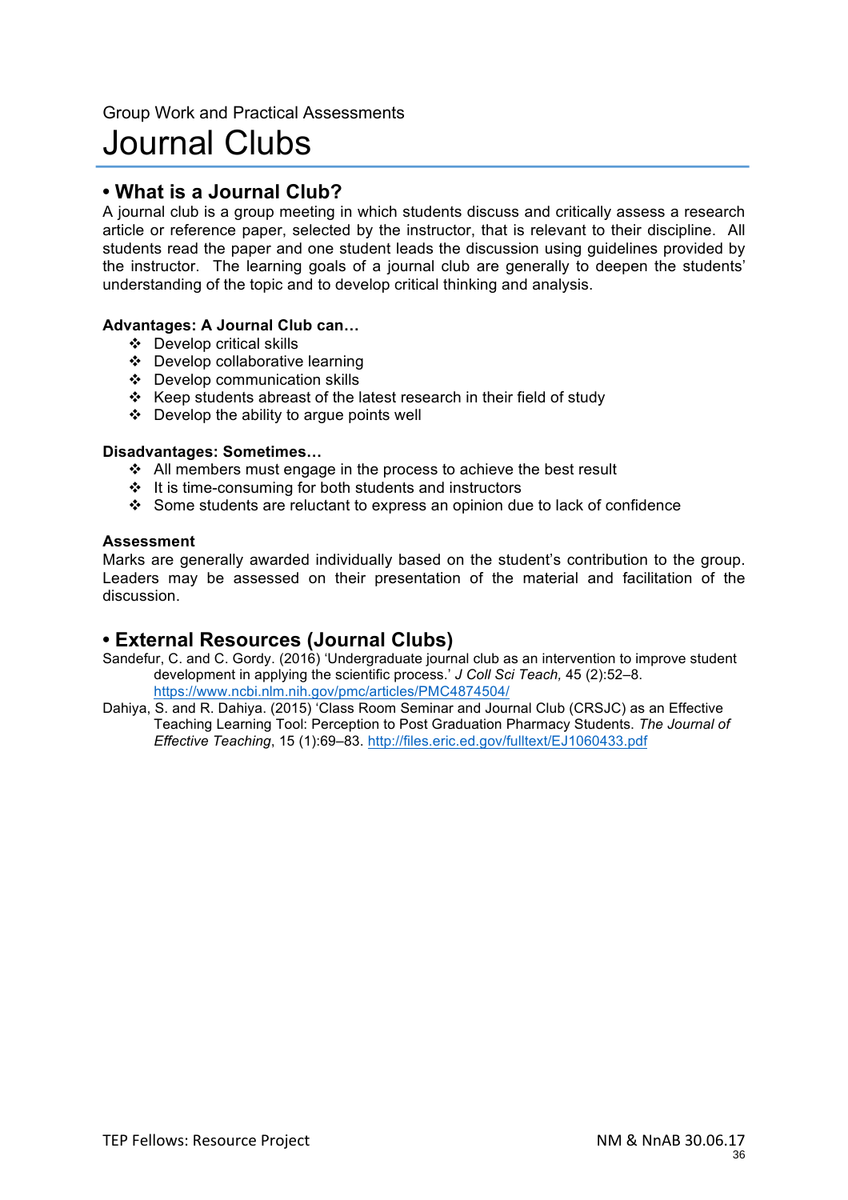Group Work and Practical Assessments

# Journal Clubs

## • What is a Journal Club?

A journal club is a group meeting in which students discuss and critically assess a research article or reference paper, selected by the instructor, that is relevant to their discipline. All students read the paper and one student leads the discussion using guidelines provided by the instructor. The learning goals of a journal club are generally to deepen the students' understanding of the topic and to develop critical thinking and analysis.

**Advantages: A Journal Club can…**

- ❖ Develop critical skills
- ❖ Develop collaborative learning
- ❖ Develop communication skills
- ❖ Keep students abreast of the latest research in their field of study
- ❖ Develop the ability to argue points well

**Disadvantages: Sometimes…**

- ❖ All members must engage in the process to achieve the best result
- ❖ It is time-consuming for both students and instructors
- ❖ Some students are reluctant to express an opinion due to lack of confidence

**Assessment**

Marks are generally awarded individually based on the student's contribution to the group. Leaders may be assessed on their presentation of the material and facilitation of the discussion.

## • External Resources (Journal Clubs)

Sandefur, C. and C. Gordy. (2016) 'Undergraduate journal club as an intervention to improve student development in applying the scientific process.' *J Coll Sci Teach,* 45 (2):52–8. https://www.ncbi.nlm.nih.gov/pmc/articles/PMC4874504/

Dahiya, S. and R. Dahiya. (2015) 'Class Room Seminar and Journal Club (CRSJC) as an Effective Teaching Learning Tool: Perception to Post Graduation Pharmacy Students. *The Journal of Effective Teaching*, 15 (1):69–83. http://files.eric.ed.gov/fulltext/EJ1060433.pdf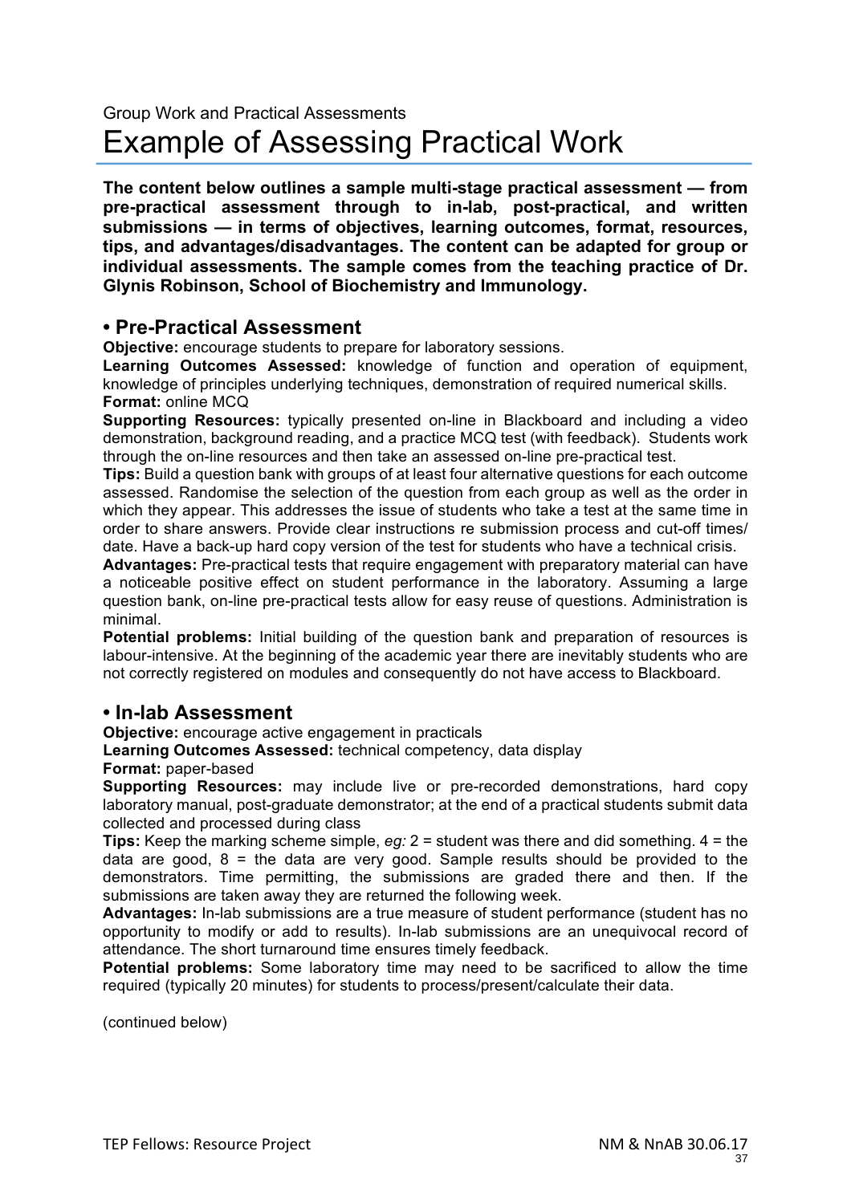Group Work and Practical Assessments

# Example of Assessing Practical Work

**The content below outlines a sample multi-stage practical assessment — from pre-practical assessment through to in-lab, post-practical, and written submissions — in terms of objectives, learning outcomes, format, resources, tips, and advantages/disadvantages. The content can be adapted for group or individual assessments. The sample comes from the teaching practice of Dr. Glynis Robinson, School of Biochemistry and Immunology.**

## • Pre-Practical Assessment

**Objective:** encourage students to prepare for laboratory sessions.

**Learning Outcomes Assessed:** knowledge of function and operation of equipment, knowledge of principles underlying techniques, demonstration of required numerical skills.

**Format:** online MCQ

**Supporting Resources:** typically presented on-line in Blackboard and including a video demonstration, background reading, and a practice MCQ test (with feedback). Students work through the on-line resources and then take an assessed on-line pre-practical test.

**Tips:** Build a question bank with groups of at least four alternative questions for each outcome assessed. Randomise the selection of the question from each group as well as the order in which they appear. This addresses the issue of students who take a test at the same time in order to share answers. Provide clear instructions re submission process and cut-off times/ date. Have a back-up hard copy version of the test for students who have a technical crisis.

**Advantages:** Pre-practical tests that require engagement with preparatory material can have a noticeable positive effect on student performance in the laboratory. Assuming a large question bank, on-line pre-practical tests allow for easy reuse of questions. Administration is minimal.

**Potential problems:** Initial building of the question bank and preparation of resources is labour-intensive. At the beginning of the academic year there are inevitably students who are not correctly registered on modules and consequently do not have access to Blackboard.

## • In-lab Assessment

**Objective:** encourage active engagement in practicals

**Learning Outcomes Assessed:** technical competency, data display

**Format:** paper-based

**Supporting Resources:** may include live or pre-recorded demonstrations, hard copy laboratory manual, post-graduate demonstrator; at the end of a practical students submit data collected and processed during class

**Tips:** Keep the marking scheme simple, *eg:* 2 = student was there and did something. 4 = the data are good, 8 = the data are very good. Sample results should be provided to the demonstrators. Time permitting, the submissions are graded there and then. If the submissions are taken away they are returned the following week.

**Advantages:** In-lab submissions are a true measure of student performance (student has no opportunity to modify or add to results). In-lab submissions are an unequivocal record of attendance. The short turnaround time ensures timely feedback.

**Potential problems:** Some laboratory time may need to be sacrificed to allow the time required (typically 20 minutes) for students to process/present/calculate their data.

(continued below)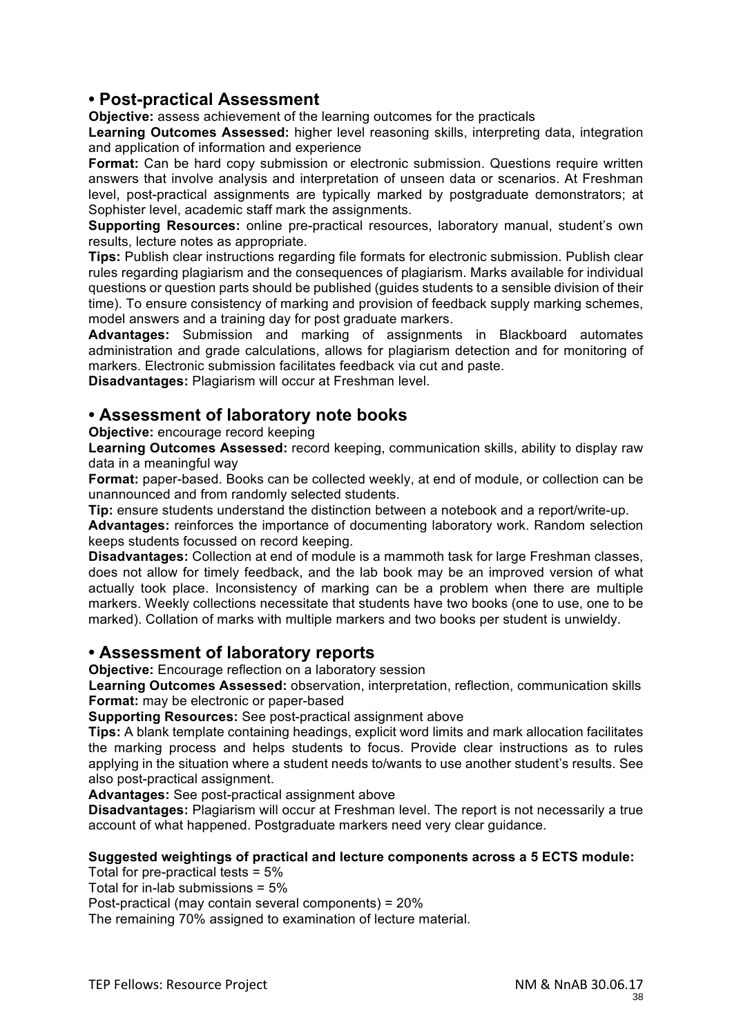## • Post-practical Assessment

**Objective:** assess achievement of the learning outcomes for the practicals

**Learning Outcomes Assessed:** higher level reasoning skills, interpreting data, integration and application of information and experience

**Format:** Can be hard copy submission or electronic submission. Questions require written answers that involve analysis and interpretation of unseen data or scenarios. At Freshman level, post-practical assignments are typically marked by postgraduate demonstrators; at Sophister level, academic staff mark the assignments.

**Supporting Resources:** online pre-practical resources, laboratory manual, student's own results, lecture notes as appropriate.

**Tips:** Publish clear instructions regarding file formats for electronic submission. Publish clear rules regarding plagiarism and the consequences of plagiarism. Marks available for individual questions or question parts should be published (guides students to a sensible division of their time). To ensure consistency of marking and provision of feedback supply marking schemes, model answers and a training day for post graduate markers.

**Advantages:** Submission and marking of assignments in Blackboard automates administration and grade calculations, allows for plagiarism detection and for monitoring of markers. Electronic submission facilitates feedback via cut and paste.

**Disadvantages:** Plagiarism will occur at Freshman level.

## • Assessment of laboratory note books

**Objective:** encourage record keeping

**Learning Outcomes Assessed:** record keeping, communication skills, ability to display raw data in a meaningful way

**Format:** paper-based. Books can be collected weekly, at end of module, or collection can be unannounced and from randomly selected students.

**Tip:** ensure students understand the distinction between a notebook and a report/write-up.

**Advantages:** reinforces the importance of documenting laboratory work. Random selection keeps students focussed on record keeping.

**Disadvantages:** Collection at end of module is a mammoth task for large Freshman classes, does not allow for timely feedback, and the lab book may be an improved version of what actually took place. Inconsistency of marking can be a problem when there are multiple markers. Weekly collections necessitate that students have two books (one to use, one to be marked). Collation of marks with multiple markers and two books per student is unwieldy.

## • Assessment of laboratory reports

**Objective:** Encourage reflection on a laboratory session

**Learning Outcomes Assessed:** observation, interpretation, reflection, communication skills

**Format:** may be electronic or paper-based

**Supporting Resources:** See post-practical assignment above

**Tips:** A blank template containing headings, explicit word limits and mark allocation facilitates the marking process and helps students to focus. Provide clear instructions as to rules applying in the situation where a student needs to/wants to use another student's results. See also post-practical assignment.

**Advantages:** See post-practical assignment above

**Disadvantages:** Plagiarism will occur at Freshman level. The report is not necessarily a true account of what happened. Postgraduate markers need very clear guidance.

**Suggested weightings of practical and lecture components across a 5 ECTS module:**

Total for pre-practical tests = 5%

Total for in-lab submissions = 5%

Post-practical (may contain several components) = 20%

The remaining 70% assigned to examination of lecture material.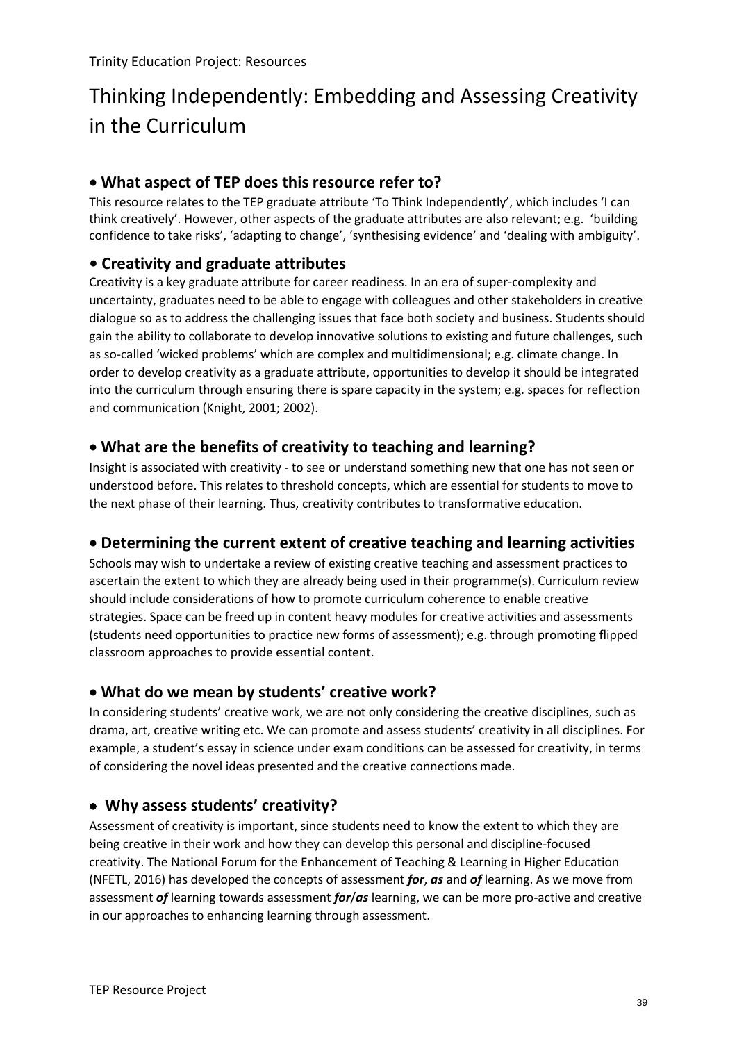# Thinking Independently: Embedding and Assessing Creativity in the Curriculum

## • What aspect of TEP does this resource refer to?

This resource relates to the TEP graduate attribute 'To Think Independently', which includes 'I can think creatively'. However, other aspects of the graduate attributes are also relevant; e.g. 'building confidence to take risks', 'adapting to change', 'synthesising evidence' and 'dealing with ambiguity'.

## • Creativity and graduate attributes

Creativity is a key graduate attribute for career readiness. In an era of super-complexity and uncertainty, graduates need to be able to engage with colleagues and other stakeholders in creative dialogue so as to address the challenging issues that face both society and business. Students should gain the ability to collaborate to develop innovative solutions to existing and future challenges, such as so-called 'wicked problems' which are complex and multidimensional; e.g. climate change. In order to develop creativity as a graduate attribute, opportunities to develop it should be integrated into the curriculum through ensuring there is spare capacity in the system; e.g. spaces for reflection and communication (Knight, 2001; 2002).

## • What are the benefits of creativity to teaching and learning?

Insight is associated with creativity - to see or understand something new that one has not seen or understood before. This relates to threshold concepts, which are essential for students to move to the next phase of their learning. Thus, creativity contributes to transformative education.

## • Determining the current extent of creative teaching and learning activities

Schools may wish to undertake a review of existing creative teaching and assessment practices to ascertain the extent to which they are already being used in their programme(s). Curriculum review should include considerations of how to promote curriculum coherence to enable creative strategies. Space can be freed up in content heavy modules for creative activities and assessments (students need opportunities to practice new forms of assessment); e.g. through promoting flipped classroom approaches to provide essential content.

## • What do we mean by students' creative work?

In considering students' creative work, we are not only considering the creative disciplines, such as drama, art, creative writing etc. We can promote and assess students' creativity in all disciplines. For example, a student's essay in science under exam conditions can be assessed for creativity, in terms of considering the novel ideas presented and the creative connections made.

## • Why assess students' creativity?

Assessment of creativity is important, since students need to know the extent to which they are being creative in their work and how they can develop this personal and discipline-focused creativity. The National Forum for the Enhancement of Teaching & Learning in Higher Education (NFETL, 2016) has developed the concepts of assessment ***for***, ***as*** and ***of*** learning. As we move from assessment ***of*** learning towards assessment ***for***/***as*** learning, we can be more pro-active and creative in our approaches to enhancing learning through assessment.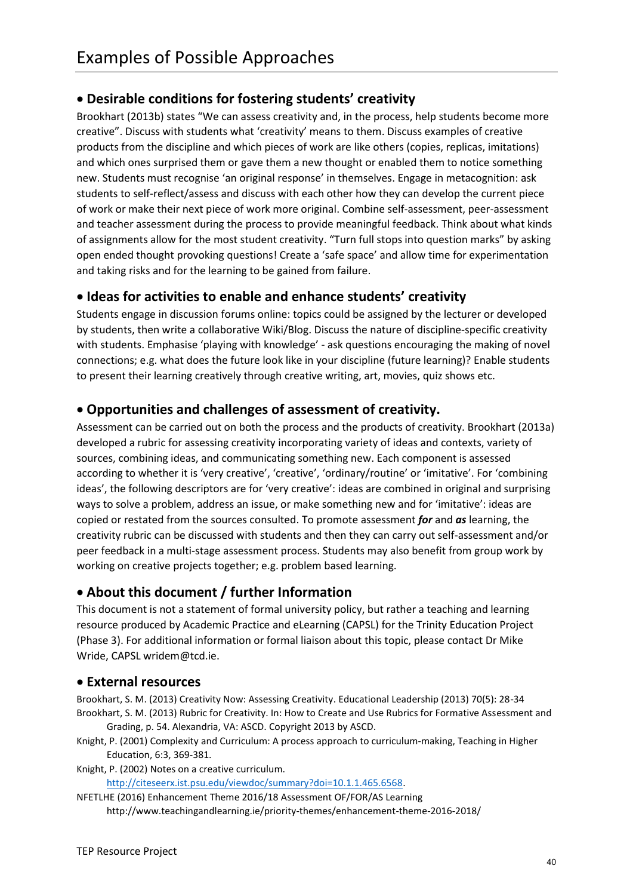# Examples of Possible Approaches

## • Desirable conditions for fostering students' creativity

Brookhart (2013b) states "We can assess creativity and, in the process, help students become more creative". Discuss with students what 'creativity' means to them. Discuss examples of creative products from the discipline and which pieces of work are like others (copies, replicas, imitations) and which ones surprised them or gave them a new thought or enabled them to notice something new. Students must recognise 'an original response' in themselves. Engage in metacognition: ask students to self-reflect/assess and discuss with each other how they can develop the current piece of work or make their next piece of work more original. Combine self-assessment, peer-assessment and teacher assessment during the process to provide meaningful feedback. Think about what kinds of assignments allow for the most student creativity. "Turn full stops into question marks" by asking open ended thought provoking questions! Create a 'safe space' and allow time for experimentation and taking risks and for the learning to be gained from failure.

## • Ideas for activities to enable and enhance students' creativity

Students engage in discussion forums online: topics could be assigned by the lecturer or developed by students, then write a collaborative Wiki/Blog. Discuss the nature of discipline-specific creativity with students. Emphasise 'playing with knowledge' - ask questions encouraging the making of novel connections; e.g. what does the future look like in your discipline (future learning)? Enable students to present their learning creatively through creative writing, art, movies, quiz shows etc.

## • Opportunities and challenges of assessment of creativity.

Assessment can be carried out on both the process and the products of creativity. Brookhart (2013a) developed a rubric for assessing creativity incorporating variety of ideas and contexts, variety of sources, combining ideas, and communicating something new. Each component is assessed according to whether it is 'very creative', 'creative', 'ordinary/routine' or 'imitative'. For 'combining ideas', the following descriptors are for 'very creative': ideas are combined in original and surprising ways to solve a problem, address an issue, or make something new and for 'imitative': ideas are copied or restated from the sources consulted. To promote assessment ***for*** and ***as*** learning, the creativity rubric can be discussed with students and then they can carry out self-assessment and/or peer feedback in a multi-stage assessment process. Students may also benefit from group work by working on creative projects together; e.g. problem based learning.

## • About this document / further Information

This document is not a statement of formal university policy, but rather a teaching and learning resource produced by Academic Practice and eLearning (CAPSL) for the Trinity Education Project (Phase 3). For additional information or formal liaison about this topic, please contact Dr Mike Wride, CAPSL wridem@tcd.ie.

## • External resources

Brookhart, S. M. (2013) Creativity Now: Assessing Creativity. Educational Leadership (2013) 70(5): 28-34

Brookhart, S. M. (2013) Rubric for Creativity. In: How to Create and Use Rubrics for Formative Assessment and Grading, p. 54. Alexandria, VA: ASCD. Copyright 2013 by ASCD.

Knight, P. (2001) Complexity and Curriculum: A process approach to curriculum-making, Teaching in Higher Education, 6:3, 369-381.

Knight, P. (2002) Notes on a creative curriculum. http://citeseerx.ist.psu.edu/viewdoc/summary?doi=10.1.1.465.6568.

NFETLHE (2016) Enhancement Theme 2016/18 Assessment OF/FOR/AS Learning http://www.teachingandlearning.ie/priority-themes/enhancement-theme-2016-2018/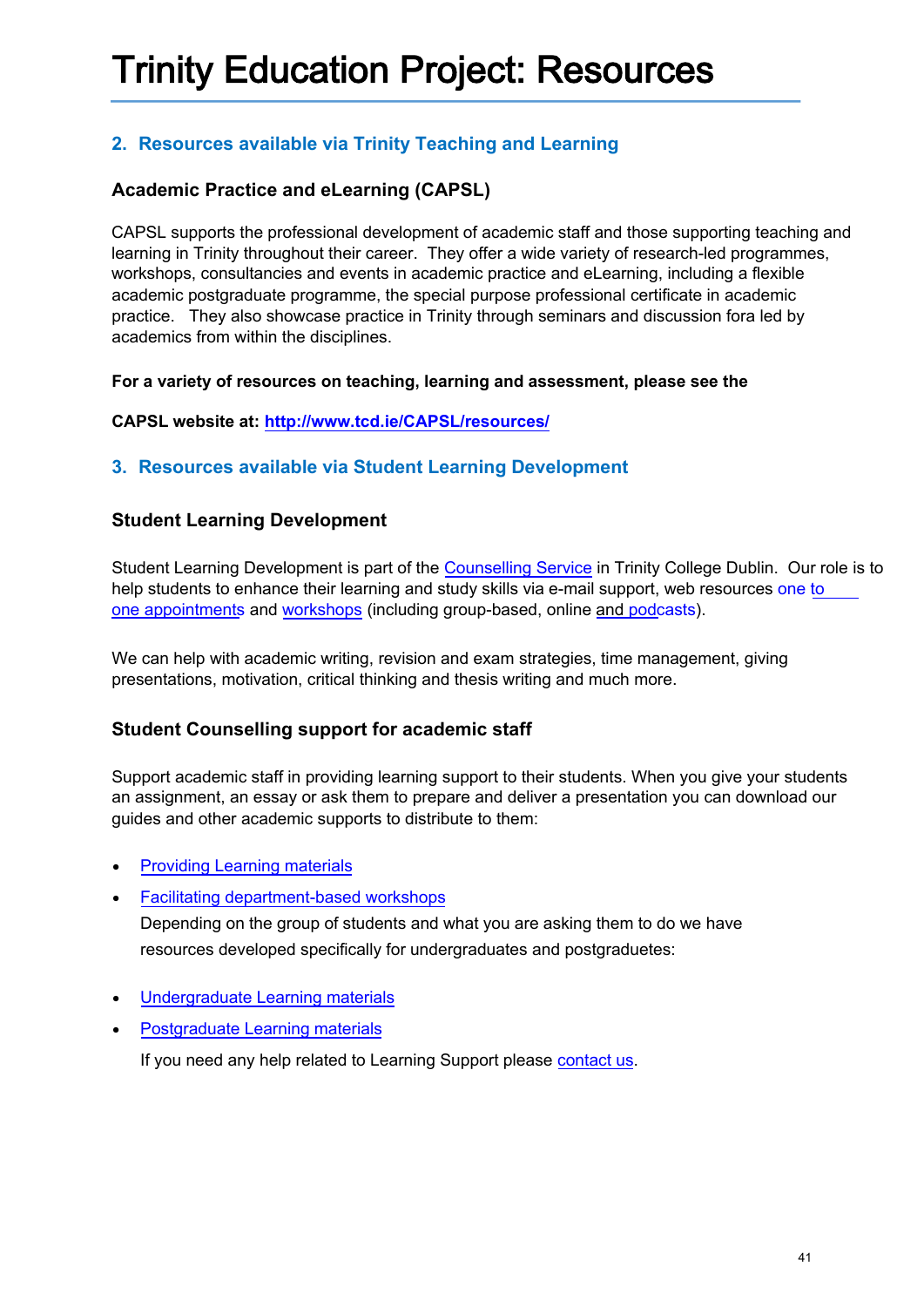# Trinity Education Project: Resources

## 2. Resources available via Trinity Teaching and Learning

### Academic Practice and eLearning (CAPSL)

CAPSL supports the professional development of academic staff and those supporting teaching and learning in Trinity throughout their career. They offer a wide variety of research-led programmes, workshops, consultancies and events in academic practice and eLearning, including a flexible academic postgraduate programme, the special purpose professional certificate in academic practice. They also showcase practice in Trinity through seminars and discussion fora led by academics from within the disciplines.

**For a variety of resources on teaching, learning and assessment, please see the**

**CAPSL website at: http://www.tcd.ie/CAPSL/resources/**

## 3. Resources available via Student Learning Development

### Student Learning Development

Student Learning Development is part of the Counselling Service in Trinity College Dublin. Our role is to help students to enhance their learning and study skills via e-mail support, web resources one to one appointments and workshops (including group-based, online and podcasts).

We can help with academic writing, revision and exam strategies, time management, giving presentations, motivation, critical thinking and thesis writing and much more.

### Student Counselling support for academic staff

Support academic staff in providing learning support to their students. When you give your students an assignment, an essay or ask them to prepare and deliver a presentation you can download our guides and other academic supports to distribute to them:

- Providing Learning materials
- Facilitating department-based workshops

  Depending on the group of students and what you are asking them to do we have resources developed specifically for undergraduates and postgraduetes:

- Undergraduate Learning materials
- Postgraduate Learning materials

  If you need any help related to Learning Support please contact us.